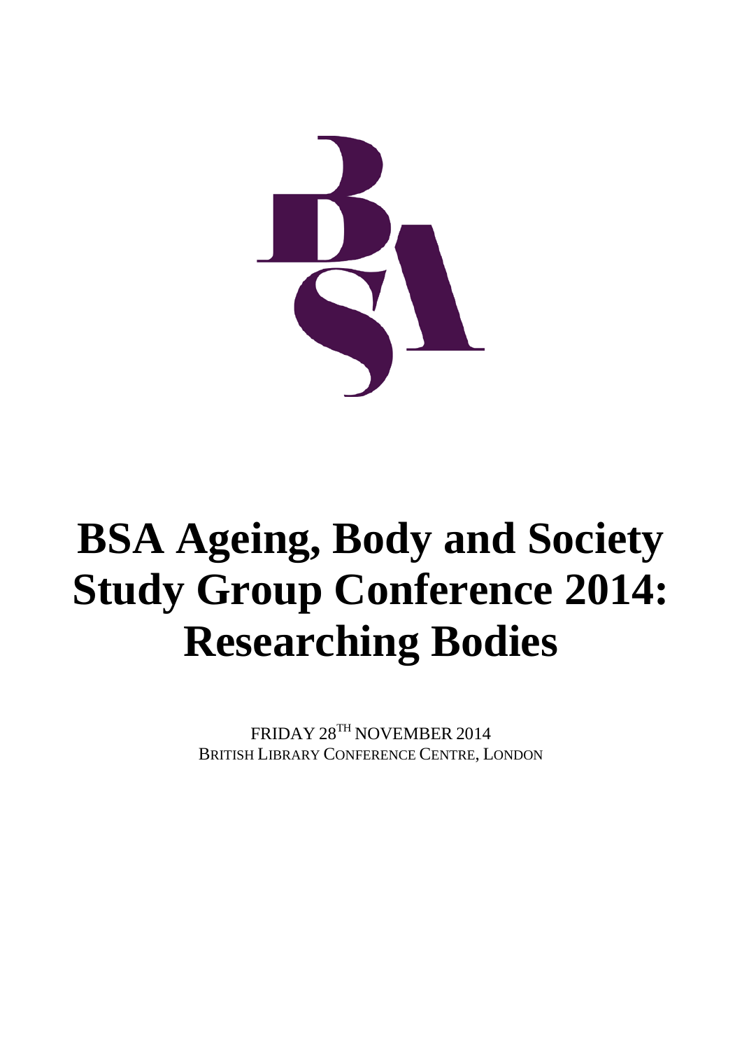# BSA Ageing, Body and Society Study Group Conference 2014: Researching Bodies

FRIDAY 28TH NOVEMBER 2014
BRITISH LIBRARY CONFERENCE CENTRE, LONDON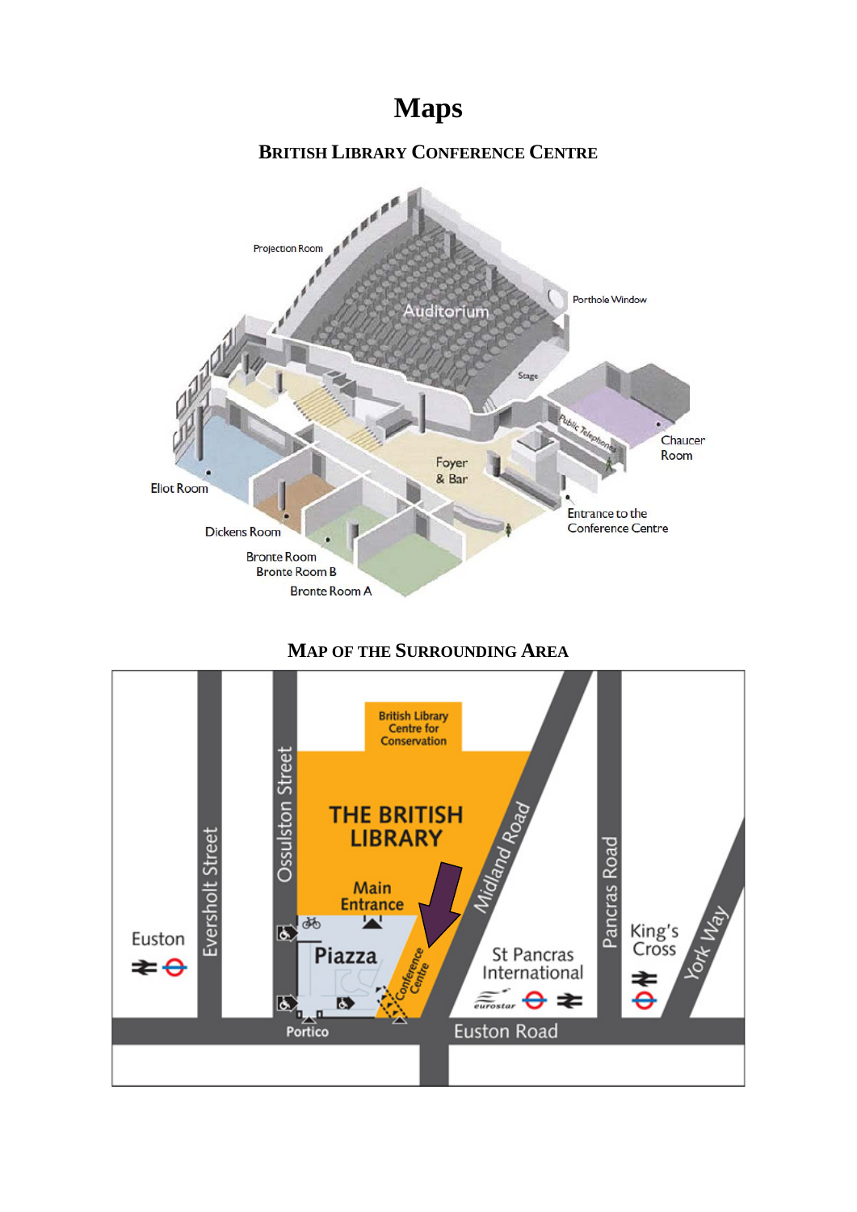# Maps

## British Library Conference Centre

## Map of the Surrounding Area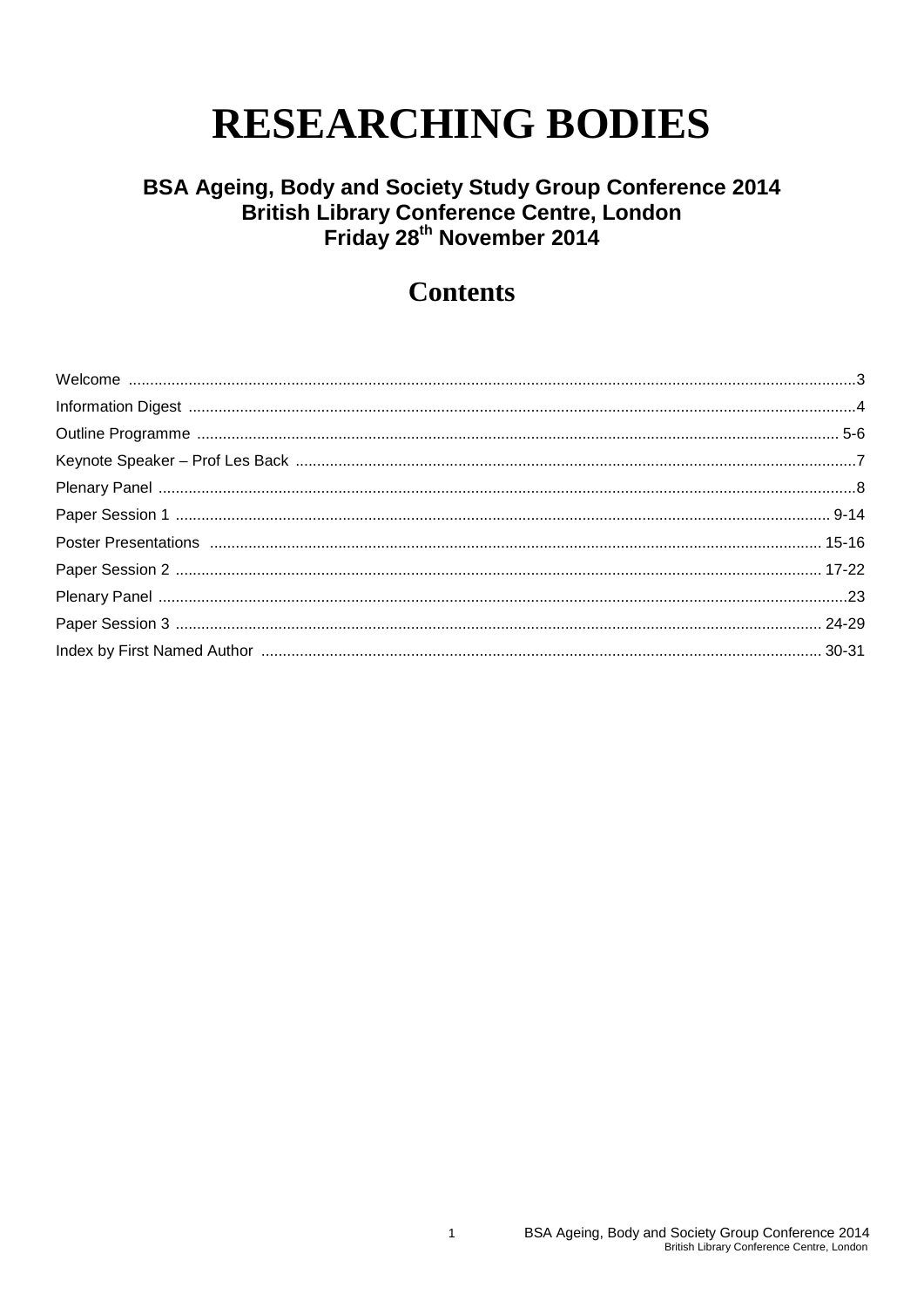# RESEARCHING BODIES

## BSA Ageing, Body and Society Study Group Conference 2014
## British Library Conference Centre, London
## Friday 28th November 2014

## Contents

| | |
|---|---|
| Welcome | 3 |
| Information Digest | 4 |
| Outline Programme | 5-6 |
| Keynote Speaker – Prof Les Back | 7 |
| Plenary Panel | 8 |
| Paper Session 1 | 9-14 |
| Poster Presentations | 15-16 |
| Paper Session 2 | 17-22 |
| Plenary Panel | 23 |
| Paper Session 3 | 24-29 |
| Index by First Named Author | 30-31 |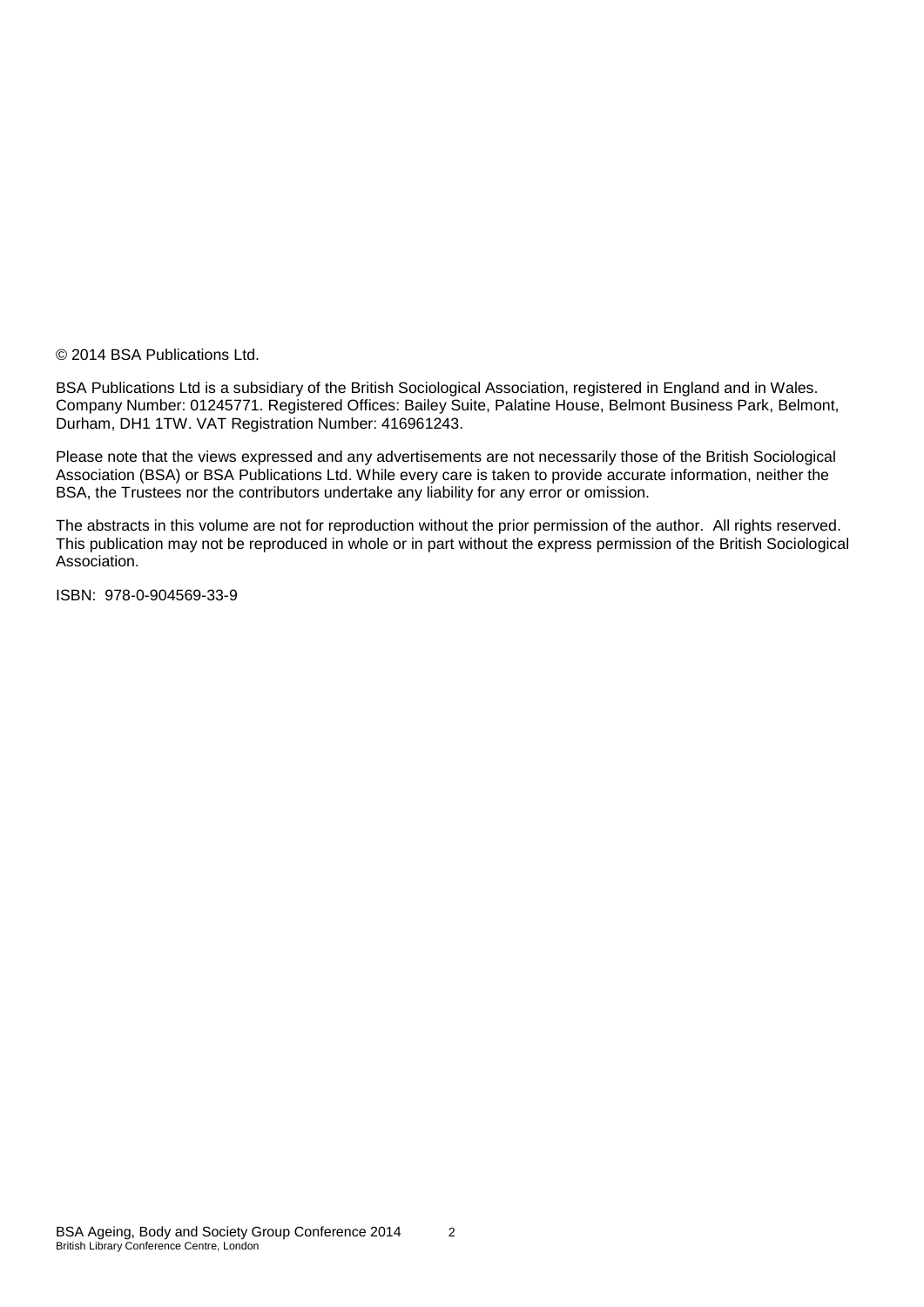© 2014 BSA Publications Ltd.

BSA Publications Ltd is a subsidiary of the British Sociological Association, registered in England and in Wales. Company Number: 01245771. Registered Offices: Bailey Suite, Palatine House, Belmont Business Park, Belmont, Durham, DH1 1TW. VAT Registration Number: 416961243.

Please note that the views expressed and any advertisements are not necessarily those of the British Sociological Association (BSA) or BSA Publications Ltd. While every care is taken to provide accurate information, neither the BSA, the Trustees nor the contributors undertake any liability for any error or omission.

The abstracts in this volume are not for reproduction without the prior permission of the author. All rights reserved. This publication may not be reproduced in whole or in part without the express permission of the British Sociological Association.

ISBN: 978-0-904569-33-9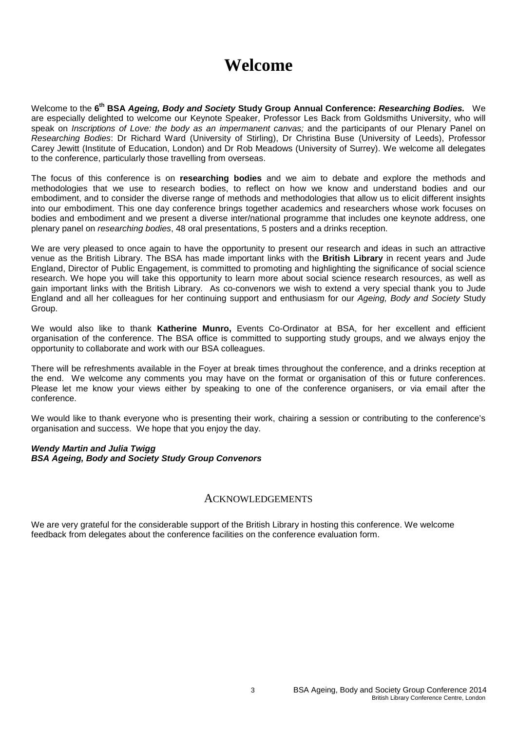# Welcome

Welcome to the **6th BSA *Ageing, Body and Society* Study Group Annual Conference: *Researching Bodies.*** We are especially delighted to welcome our Keynote Speaker, Professor Les Back from Goldsmiths University, who will speak on *Inscriptions of Love: the body as an impermanent canvas;* and the participants of our Plenary Panel on *Researching Bodies*: Dr Richard Ward (University of Stirling), Dr Christina Buse (University of Leeds), Professor Carey Jewitt (Institute of Education, London) and Dr Rob Meadows (University of Surrey). We welcome all delegates to the conference, particularly those travelling from overseas.

The focus of this conference is on **researching bodies** and we aim to debate and explore the methods and methodologies that we use to research bodies, to reflect on how we know and understand bodies and our embodiment, and to consider the diverse range of methods and methodologies that allow us to elicit different insights into our embodiment. This one day conference brings together academics and researchers whose work focuses on bodies and embodiment and we present a diverse inter/national programme that includes one keynote address, one plenary panel on *researching bodies*, 48 oral presentations, 5 posters and a drinks reception.

We are very pleased to once again to have the opportunity to present our research and ideas in such an attractive venue as the British Library. The BSA has made important links with the **British Library** in recent years and Jude England, Director of Public Engagement, is committed to promoting and highlighting the significance of social science research. We hope you will take this opportunity to learn more about social science research resources, as well as gain important links with the British Library. As co-convenors we wish to extend a very special thank you to Jude England and all her colleagues for her continuing support and enthusiasm for our *Ageing, Body and Society* Study Group.

We would also like to thank **Katherine Munro,** Events Co-Ordinator at BSA, for her excellent and efficient organisation of the conference. The BSA office is committed to supporting study groups, and we always enjoy the opportunity to collaborate and work with our BSA colleagues.

There will be refreshments available in the Foyer at break times throughout the conference, and a drinks reception at the end. We welcome any comments you may have on the format or organisation of this or future conferences. Please let me know your views either by speaking to one of the conference organisers, or via email after the conference.

We would like to thank everyone who is presenting their work, chairing a session or contributing to the conference's organisation and success. We hope that you enjoy the day.

***Wendy Martin and Julia Twigg***
***BSA Ageing, Body and Society Study Group Convenors***

## Acknowledgements

We are very grateful for the considerable support of the British Library in hosting this conference. We welcome feedback from delegates about the conference facilities on the conference evaluation form.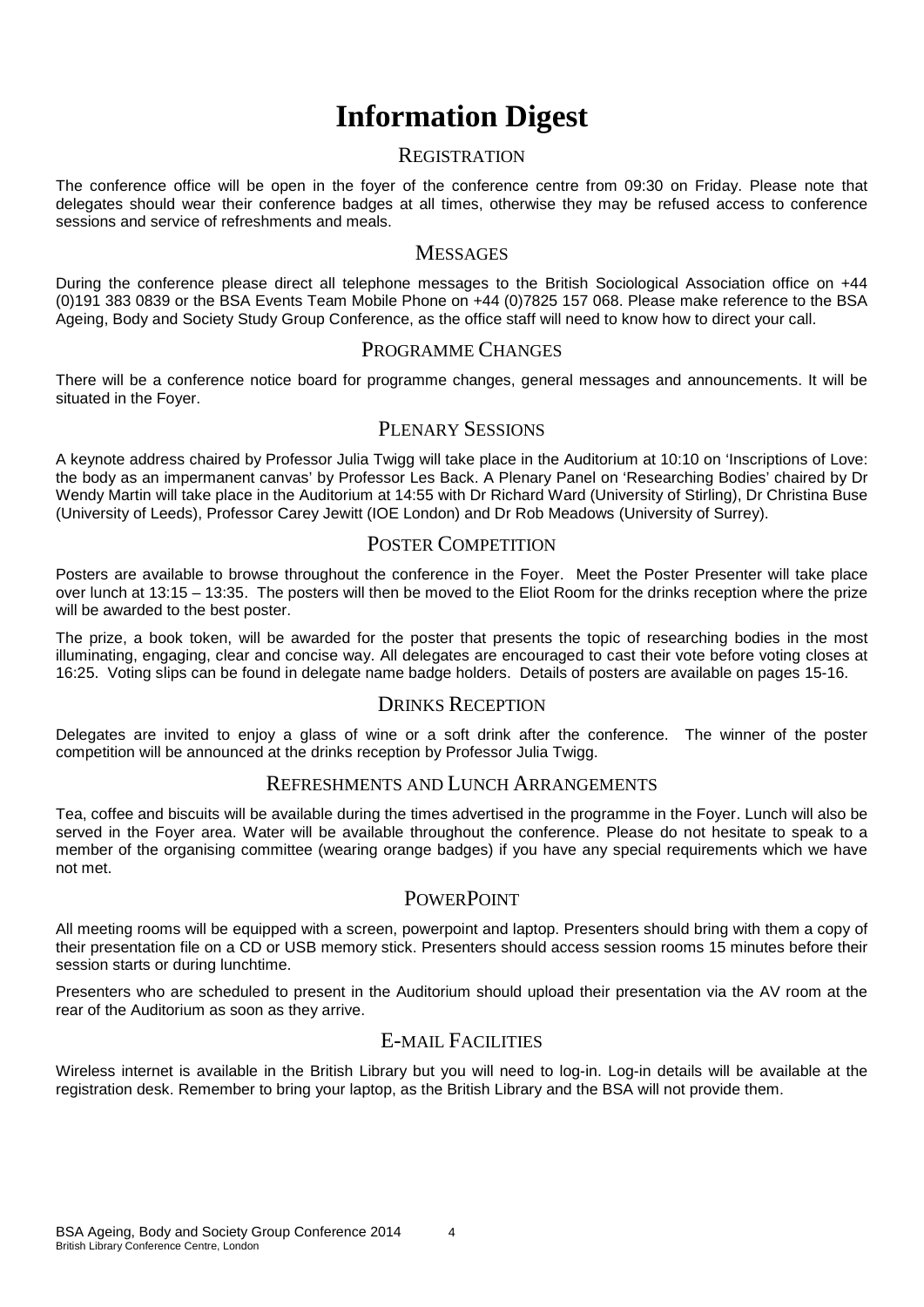# Information Digest

## Registration

The conference office will be open in the foyer of the conference centre from 09:30 on Friday. Please note that delegates should wear their conference badges at all times, otherwise they may be refused access to conference sessions and service of refreshments and meals.

## Messages

During the conference please direct all telephone messages to the British Sociological Association office on +44 (0)191 383 0839 or the BSA Events Team Mobile Phone on +44 (0)7825 157 068. Please make reference to the BSA Ageing, Body and Society Study Group Conference, as the office staff will need to know how to direct your call.

## Programme Changes

There will be a conference notice board for programme changes, general messages and announcements. It will be situated in the Foyer.

## Plenary Sessions

A keynote address chaired by Professor Julia Twigg will take place in the Auditorium at 10:10 on 'Inscriptions of Love: the body as an impermanent canvas' by Professor Les Back. A Plenary Panel on 'Researching Bodies' chaired by Dr Wendy Martin will take place in the Auditorium at 14:55 with Dr Richard Ward (University of Stirling), Dr Christina Buse (University of Leeds), Professor Carey Jewitt (IOE London) and Dr Rob Meadows (University of Surrey).

## Poster Competition

Posters are available to browse throughout the conference in the Foyer. Meet the Poster Presenter will take place over lunch at 13:15 – 13:35. The posters will then be moved to the Eliot Room for the drinks reception where the prize will be awarded to the best poster.

The prize, a book token, will be awarded for the poster that presents the topic of researching bodies in the most illuminating, engaging, clear and concise way. All delegates are encouraged to cast their vote before voting closes at 16:25. Voting slips can be found in delegate name badge holders. Details of posters are available on pages 15-16.

## Drinks Reception

Delegates are invited to enjoy a glass of wine or a soft drink after the conference. The winner of the poster competition will be announced at the drinks reception by Professor Julia Twigg.

## Refreshments and Lunch Arrangements

Tea, coffee and biscuits will be available during the times advertised in the programme in the Foyer. Lunch will also be served in the Foyer area. Water will be available throughout the conference. Please do not hesitate to speak to a member of the organising committee (wearing orange badges) if you have any special requirements which we have not met.

## PowerPoint

All meeting rooms will be equipped with a screen, powerpoint and laptop. Presenters should bring with them a copy of their presentation file on a CD or USB memory stick. Presenters should access session rooms 15 minutes before their session starts or during lunchtime.

Presenters who are scheduled to present in the Auditorium should upload their presentation via the AV room at the rear of the Auditorium as soon as they arrive.

## E-mail Facilities

Wireless internet is available in the British Library but you will need to log-in. Log-in details will be available at the registration desk. Remember to bring your laptop, as the British Library and the BSA will not provide them.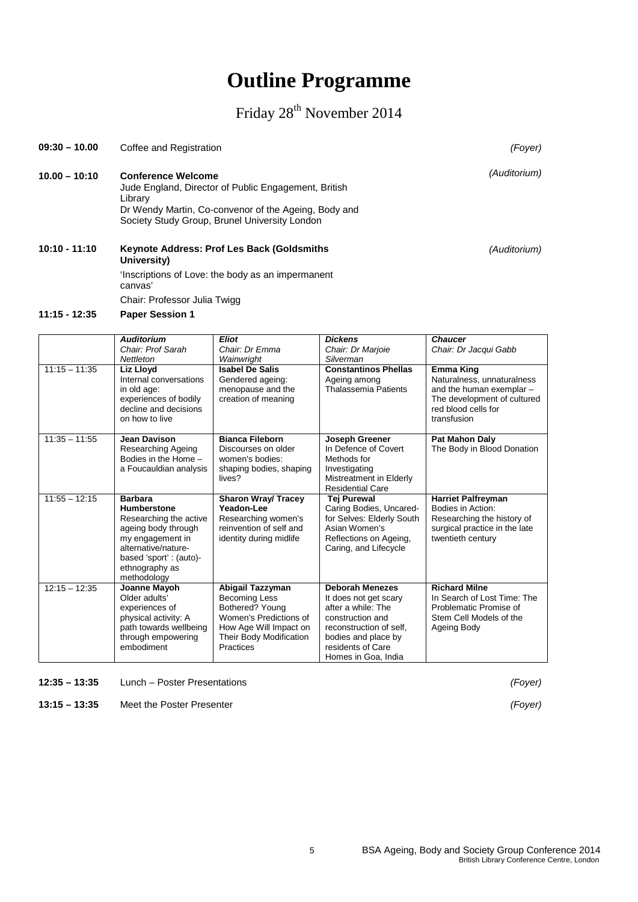# Outline Programme

## Friday 28th November 2014

**09:30 – 10.00** Coffee and Registration *(Foyer)*

**10.00 – 10:10** **Conference Welcome** *(Auditorium)*

Jude England, Director of Public Engagement, British Library

Dr Wendy Martin, Co-convenor of the Ageing, Body and Society Study Group, Brunel University London

**10:10 - 11:10** **Keynote Address: Prof Les Back (Goldsmiths University)** *(Auditorium)*

'Inscriptions of Love: the body as an impermanent canvas'

Chair: Professor Julia Twigg

**11:15 - 12:35** **Paper Session 1**

| | ***Auditorium*** *Chair: Prof Sarah Nettleton* | ***Eliot*** *Chair: Dr Emma Wainwright* | ***Dickens*** *Chair: Dr Marjoie Silverman* | ***Chaucer*** *Chair: Dr Jacqui Gabb* |
|---|---|---|---|---|
| 11:15 – 11:35 | **Liz Lloyd** Internal conversations in old age: experiences of bodily decline and decisions on how to live | **Isabel De Salis** Gendered ageing: menopause and the creation of meaning | **Constantinos Phellas** Ageing among Thalassemia Patients | **Emma King** Naturalness, unnaturalness and the human exemplar – The development of cultured red blood cells for transfusion |
| 11:35 – 11:55 | **Jean Davison** Researching Ageing Bodies in the Home – a Foucauldian analysis | **Bianca Fileborn** Discourses on older women's bodies: shaping bodies, shaping lives? | **Joseph Greener** In Defence of Covert Methods for Investigating Mistreatment in Elderly Residential Care | **Pat Mahon Daly** The Body in Blood Donation |
| 11:55 – 12:15 | **Barbara Humberstone** Researching the active ageing body through my engagement in alternative/nature-based 'sport' : (auto)-ethnography as methodology | **Sharon Wray/ Tracey Yeadon-Lee** Researching women's reinvention of self and identity during midlife | **Tej Purewal** Caring Bodies, Uncared-for Selves: Elderly South Asian Women's Reflections on Ageing, Caring, and Lifecycle | **Harriet Palfreyman** Bodies in Action: Researching the history of surgical practice in the late twentieth century |
| 12:15 – 12:35 | **Joanne Mayoh** Older adults' experiences of physical activity: A path towards wellbeing through empowering embodiment | **Abigail Tazzyman** Becoming Less Bothered? Young Women's Predictions of How Age Will Impact on Their Body Modification Practices | **Deborah Menezes** It does not get scary after a while: The construction and reconstruction of self, bodies and place by residents of Care Homes in Goa, India | **Richard Milne** In Search of Lost Time: The Problematic Promise of Stem Cell Models of the Ageing Body |

**12:35 – 13:35** Lunch – Poster Presentations *(Foyer)*

**13:15 – 13:35** Meet the Poster Presenter *(Foyer)*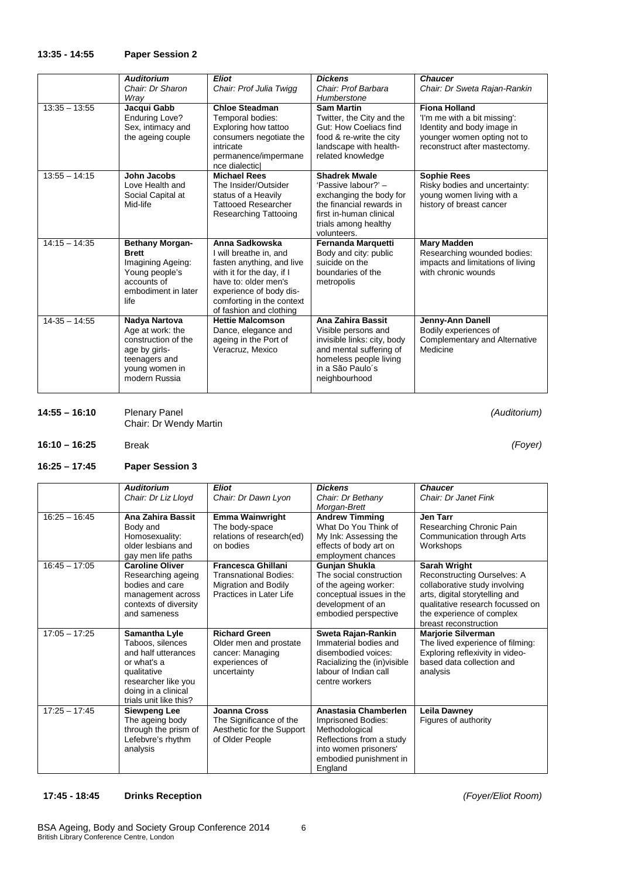### 13:35 - 14:55 Paper Session 2

| | ***Auditorium*** *Chair: Dr Sharon Wray* | ***Eliot*** *Chair: Prof Julia Twigg* | ***Dickens*** *Chair: Prof Barbara Humberstone* | ***Chaucer*** *Chair: Dr Sweta Rajan-Rankin* |
|---|---|---|---|---|
| 13:35 – 13:55 | **Jacqui Gabb** Enduring Love? Sex, intimacy and the ageing couple | **Chloe Steadman** Temporal bodies: Exploring how tattoo consumers negotiate the intricate permanence/impermanence dialectic| | **Sam Martin** Twitter, the City and the Gut: How Coeliacs find food & re-write the city landscape with health-related knowledge | **Fiona Holland** 'I'm me with a bit missing': Identity and body image in younger women opting not to reconstruct after mastectomy. |
| 13:55 – 14:15 | **John Jacobs** Love Health and Social Capital at Mid-life | **Michael Rees** The Insider/Outsider status of a Heavily Tattooed Researcher Researching Tattooing | **Shadrek Mwale** 'Passive labour?' – exchanging the body for the financial rewards in first in-human clinical trials among healthy volunteers. | **Sophie Rees** Risky bodies and uncertainty: young women living with a history of breast cancer |
| 14:15 – 14:35 | **Bethany Morgan-Brett** Imagining Ageing: Young people's accounts of embodiment in later life | **Anna Sadkowska** I will breathe in, and fasten anything, and live with it for the day, if I have to: older men's experience of body dis-comforting in the context of fashion and clothing | **Fernanda Marquetti** Body and city: public suicide on the boundaries of the metropolis | **Mary Madden** Researching wounded bodies: impacts and limitations of living with chronic wounds |
| 14-35 – 14:55 | **Nadya Nartova** Age at work: the construction of the age by girls-teenagers and young women in modern Russia | **Hettie Malcomson** Dance, elegance and ageing in the Port of Veracruz, Mexico | **Ana Zahira Bassit** Visible persons and invisible links: city, body and mental suffering of homeless people living in a São Paulo´s neighbourhood | **Jenny-Ann Danell** Bodily experiences of Complementary and Alternative Medicine |

**14:55 – 16:10** Plenary Panel *(Auditorium)*
Chair: Dr Wendy Martin

**16:10 – 16:25** Break *(Foyer)*

### 16:25 – 17:45 Paper Session 3

| | ***Auditorium*** *Chair: Dr Liz Lloyd* | ***Eliot*** *Chair: Dr Dawn Lyon* | ***Dickens*** *Chair: Dr Bethany Morgan-Brett* | ***Chaucer*** *Chair: Dr Janet Fink* |
|---|---|---|---|---|
| 16:25 – 16:45 | **Ana Zahira Bassit** Body and Homosexuality: older lesbians and gay men life paths | **Emma Wainwright** The body-space relations of research(ed) on bodies | **Andrew Timming** What Do You Think of My Ink: Assessing the effects of body art on employment chances | **Jen Tarr** Researching Chronic Pain Communication through Arts Workshops |
| 16:45 – 17:05 | **Caroline Oliver** Researching ageing bodies and care management across contexts of diversity and sameness | **Francesca Ghillani** Transnational Bodies: Migration and Bodily Practices in Later Life | **Gunjan Shukla** The social construction of the ageing worker: conceptual issues in the development of an embodied perspective | **Sarah Wright** Reconstructing Ourselves: A collaborative study involving arts, digital storytelling and qualitative research focussed on the experience of complex breast reconstruction |
| 17:05 – 17:25 | **Samantha Lyle** Taboos, silences and half utterances or what's a qualitative researcher like you doing in a clinical trials unit like this? | **Richard Green** Older men and prostate cancer: Managing experiences of uncertainty | **Sweta Rajan-Rankin** Immaterial bodies and disembodied voices: Racializing the (in)visible labour of Indian call centre workers | **Marjorie Silverman** The lived experience of filming: Exploring reflexivity in video-based data collection and analysis |
| 17:25 – 17:45 | **Siewpeng Lee** The ageing body through the prism of Lefebvre's rhythm analysis | **Joanna Cross** The Significance of the Aesthetic for the Support of Older People | **Anastasia Chamberlen** Imprisoned Bodies: Methodological Reflections from a study into women prisoners' embodied punishment in England | **Leila Dawney** Figures of authority |

**17:45 - 18:45 Drinks Reception** *(Foyer/Eliot Room)*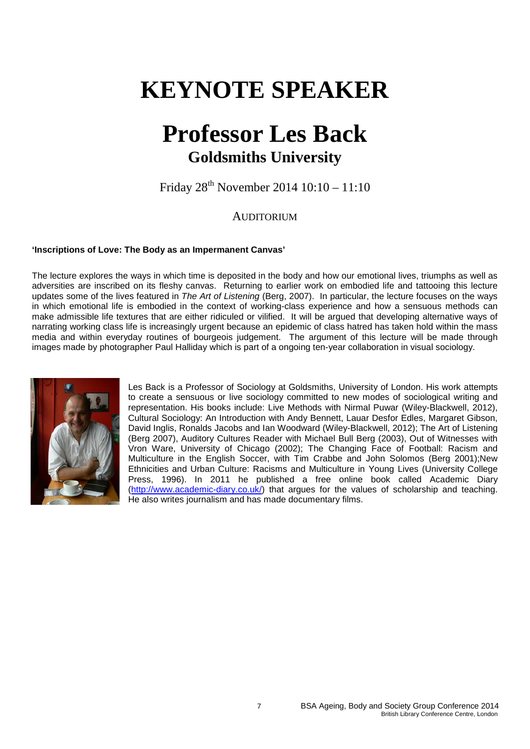# KEYNOTE SPEAKER

# Professor Les Back

## Goldsmiths University

Friday 28th November 2014 10:10 – 11:10

AUDITORIUM

**'Inscriptions of Love: The Body as an Impermanent Canvas'**

The lecture explores the ways in which time is deposited in the body and how our emotional lives, triumphs as well as adversities are inscribed on its fleshy canvas. Returning to earlier work on embodied life and tattooing this lecture updates some of the lives featured in *The Art of Listening* (Berg, 2007). In particular, the lecture focuses on the ways in which emotional life is embodied in the context of working-class experience and how a sensuous methods can make admissible life textures that are either ridiculed or vilified. It will be argued that developing alternative ways of narrating working class life is increasingly urgent because an epidemic of class hatred has taken hold within the mass media and within everyday routines of bourgeois judgement. The argument of this lecture will be made through images made by photographer Paul Halliday which is part of a ongoing ten-year collaboration in visual sociology.

Les Back is a Professor of Sociology at Goldsmiths, University of London. His work attempts to create a sensuous or live sociology committed to new modes of sociological writing and representation. His books include: Live Methods with Nirmal Puwar (Wiley-Blackwell, 2012), Cultural Sociology: An Introduction with Andy Bennett, Lauar Desfor Edles, Margaret Gibson, David Inglis, Ronalds Jacobs and Ian Woodward (Wiley-Blackwell, 2012); The Art of Listening (Berg 2007), Auditory Cultures Reader with Michael Bull Berg (2003), Out of Witnesses with Vron Ware, University of Chicago (2002); The Changing Face of Football: Racism and Multiculture in the English Soccer, with Tim Crabbe and John Solomos (Berg 2001);New Ethnicities and Urban Culture: Racisms and Multiculture in Young Lives (University College Press, 1996). In 2011 he published a free online book called Academic Diary (http://www.academic-diary.co.uk/) that argues for the values of scholarship and teaching. He also writes journalism and has made documentary films.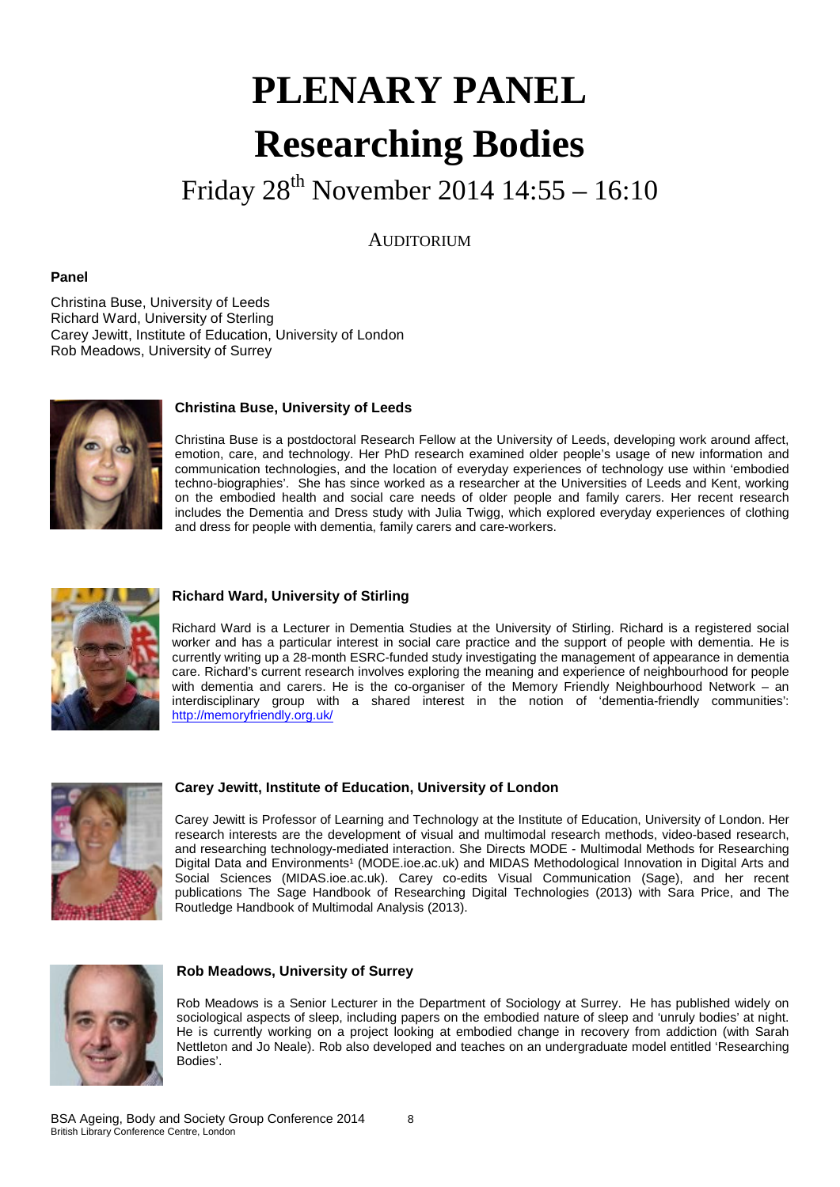# PLENARY PANEL

# Researching Bodies

## Friday 28th November 2014 14:55 – 16:10

AUDITORIUM

**Panel**

Christina Buse, University of Leeds
Richard Ward, University of Sterling
Carey Jewitt, Institute of Education, University of London
Rob Meadows, University of Surrey

**Christina Buse, University of Leeds**

Christina Buse is a postdoctoral Research Fellow at the University of Leeds, developing work around affect, emotion, care, and technology. Her PhD research examined older people's usage of new information and communication technologies, and the location of everyday experiences of technology use within 'embodied techno-biographies'. She has since worked as a researcher at the Universities of Leeds and Kent, working on the embodied health and social care needs of older people and family carers. Her recent research includes the Dementia and Dress study with Julia Twigg, which explored everyday experiences of clothing and dress for people with dementia, family carers and care-workers.

**Richard Ward, University of Stirling**

Richard Ward is a Lecturer in Dementia Studies at the University of Stirling. Richard is a registered social worker and has a particular interest in social care practice and the support of people with dementia. He is currently writing up a 28-month ESRC-funded study investigating the management of appearance in dementia care. Richard's current research involves exploring the meaning and experience of neighbourhood for people with dementia and carers. He is the co-organiser of the Memory Friendly Neighbourhood Network – an interdisciplinary group with a shared interest in the notion of 'dementia-friendly communities': http://memoryfriendly.org.uk/

**Carey Jewitt, Institute of Education, University of London**

Carey Jewitt is Professor of Learning and Technology at the Institute of Education, University of London. Her research interests are the development of visual and multimodal research methods, video-based research, and researching technology-mediated interaction. She Directs MODE - Multimodal Methods for Researching Digital Data and Environments[1] (MODE.ioe.ac.uk) and MIDAS Methodological Innovation in Digital Arts and Social Sciences (MIDAS.ioe.ac.uk). Carey co-edits Visual Communication (Sage), and her recent publications The Sage Handbook of Researching Digital Technologies (2013) with Sara Price, and The Routledge Handbook of Multimodal Analysis (2013).

**Rob Meadows, University of Surrey**

Rob Meadows is a Senior Lecturer in the Department of Sociology at Surrey. He has published widely on sociological aspects of sleep, including papers on the embodied nature of sleep and 'unruly bodies' at night. He is currently working on a project looking at embodied change in recovery from addiction (with Sarah Nettleton and Jo Neale). Rob also developed and teaches on an undergraduate model entitled 'Researching Bodies'.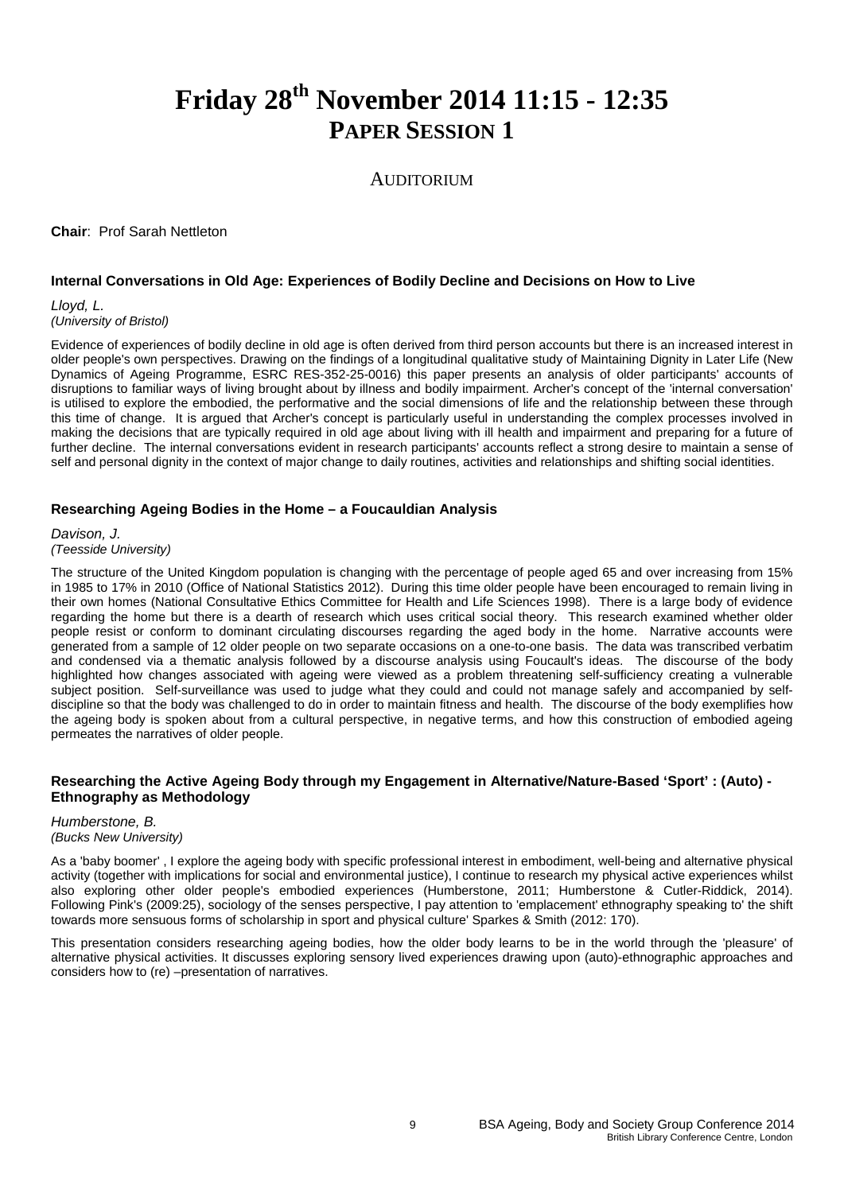# Friday 28th November 2014 11:15 - 12:35
## PAPER SESSION 1

### AUDITORIUM

**Chair**: Prof Sarah Nettleton

#### Internal Conversations in Old Age: Experiences of Bodily Decline and Decisions on How to Live

*Lloyd, L.*
*(University of Bristol)*

Evidence of experiences of bodily decline in old age is often derived from third person accounts but there is an increased interest in older people's own perspectives. Drawing on the findings of a longitudinal qualitative study of Maintaining Dignity in Later Life (New Dynamics of Ageing Programme, ESRC RES-352-25-0016) this paper presents an analysis of older participants' accounts of disruptions to familiar ways of living brought about by illness and bodily impairment. Archer's concept of the 'internal conversation' is utilised to explore the embodied, the performative and the social dimensions of life and the relationship between these through this time of change. It is argued that Archer's concept is particularly useful in understanding the complex processes involved in making the decisions that are typically required in old age about living with ill health and impairment and preparing for a future of further decline. The internal conversations evident in research participants' accounts reflect a strong desire to maintain a sense of self and personal dignity in the context of major change to daily routines, activities and relationships and shifting social identities.

#### Researching Ageing Bodies in the Home – a Foucauldian Analysis

*Davison, J.*
*(Teesside University)*

The structure of the United Kingdom population is changing with the percentage of people aged 65 and over increasing from 15% in 1985 to 17% in 2010 (Office of National Statistics 2012). During this time older people have been encouraged to remain living in their own homes (National Consultative Ethics Committee for Health and Life Sciences 1998). There is a large body of evidence regarding the home but there is a dearth of research which uses critical social theory. This research examined whether older people resist or conform to dominant circulating discourses regarding the aged body in the home. Narrative accounts were generated from a sample of 12 older people on two separate occasions on a one-to-one basis. The data was transcribed verbatim and condensed via a thematic analysis followed by a discourse analysis using Foucault's ideas. The discourse of the body highlighted how changes associated with ageing were viewed as a problem threatening self-sufficiency creating a vulnerable subject position. Self-surveillance was used to judge what they could and could not manage safely and accompanied by self-discipline so that the body was challenged to do in order to maintain fitness and health. The discourse of the body exemplifies how the ageing body is spoken about from a cultural perspective, in negative terms, and how this construction of embodied ageing permeates the narratives of older people.

#### Researching the Active Ageing Body through my Engagement in Alternative/Nature-Based 'Sport' : (Auto) - Ethnography as Methodology

*Humberstone, B.*
*(Bucks New University)*

As a 'baby boomer' , I explore the ageing body with specific professional interest in embodiment, well-being and alternative physical activity (together with implications for social and environmental justice), I continue to research my physical active experiences whilst also exploring other older people's embodied experiences (Humberstone, 2011; Humberstone & Cutler-Riddick, 2014). Following Pink's (2009:25), sociology of the senses perspective, I pay attention to 'emplacement' ethnography speaking to' the shift towards more sensuous forms of scholarship in sport and physical culture' Sparkes & Smith (2012: 170).

This presentation considers researching ageing bodies, how the older body learns to be in the world through the 'pleasure' of alternative physical activities. It discusses exploring sensory lived experiences drawing upon (auto)-ethnographic approaches and considers how to (re) –presentation of narratives.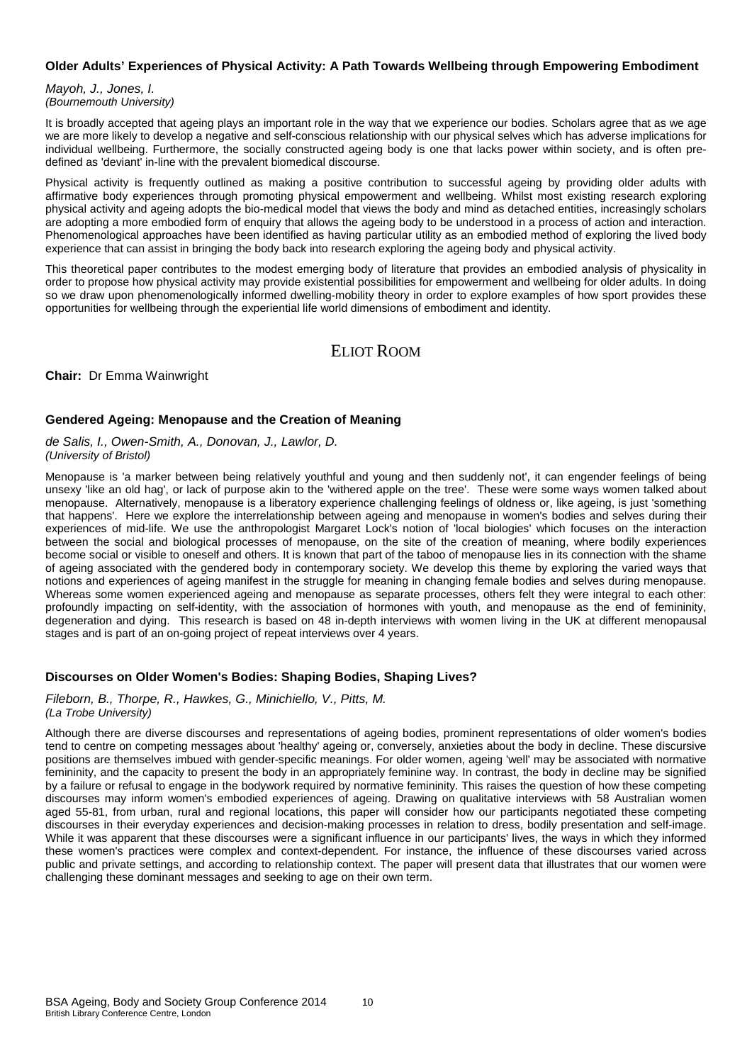### Older Adults' Experiences of Physical Activity: A Path Towards Wellbeing through Empowering Embodiment

*Mayoh, J., Jones, I.*
*(Bournemouth University)*

It is broadly accepted that ageing plays an important role in the way that we experience our bodies. Scholars agree that as we age we are more likely to develop a negative and self-conscious relationship with our physical selves which has adverse implications for individual wellbeing. Furthermore, the socially constructed ageing body is one that lacks power within society, and is often pre-defined as 'deviant' in-line with the prevalent biomedical discourse.

Physical activity is frequently outlined as making a positive contribution to successful ageing by providing older adults with affirmative body experiences through promoting physical empowerment and wellbeing. Whilst most existing research exploring physical activity and ageing adopts the bio-medical model that views the body and mind as detached entities, increasingly scholars are adopting a more embodied form of enquiry that allows the ageing body to be understood in a process of action and interaction. Phenomenological approaches have been identified as having particular utility as an embodied method of exploring the lived body experience that can assist in bringing the body back into research exploring the ageing body and physical activity.

This theoretical paper contributes to the modest emerging body of literature that provides an embodied analysis of physicality in order to propose how physical activity may provide existential possibilities for empowerment and wellbeing for older adults. In doing so we draw upon phenomenologically informed dwelling-mobility theory in order to explore examples of how sport provides these opportunities for wellbeing through the experiential life world dimensions of embodiment and identity.

## ELIOT ROOM

**Chair:** Dr Emma Wainwright

### Gendered Ageing: Menopause and the Creation of Meaning

*de Salis, I., Owen-Smith, A., Donovan, J., Lawlor, D.*
*(University of Bristol)*

Menopause is 'a marker between being relatively youthful and young and then suddenly not', it can engender feelings of being unsexy 'like an old hag', or lack of purpose akin to the 'withered apple on the tree'. These were some ways women talked about menopause. Alternatively, menopause is a liberatory experience challenging feelings of oldness or, like ageing, is just 'something that happens'. Here we explore the interrelationship between ageing and menopause in women's bodies and selves during their experiences of mid-life. We use the anthropologist Margaret Lock's notion of 'local biologies' which focuses on the interaction between the social and biological processes of menopause, on the site of the creation of meaning, where bodily experiences become social or visible to oneself and others. It is known that part of the taboo of menopause lies in its connection with the shame of ageing associated with the gendered body in contemporary society. We develop this theme by exploring the varied ways that notions and experiences of ageing manifest in the struggle for meaning in changing female bodies and selves during menopause. Whereas some women experienced ageing and menopause as separate processes, others felt they were integral to each other: profoundly impacting on self-identity, with the association of hormones with youth, and menopause as the end of femininity, degeneration and dying. This research is based on 48 in-depth interviews with women living in the UK at different menopausal stages and is part of an on-going project of repeat interviews over 4 years.

### Discourses on Older Women's Bodies: Shaping Bodies, Shaping Lives?

*Fileborn, B., Thorpe, R., Hawkes, G., Minichiello, V., Pitts, M.*
*(La Trobe University)*

Although there are diverse discourses and representations of ageing bodies, prominent representations of older women's bodies tend to centre on competing messages about 'healthy' ageing or, conversely, anxieties about the body in decline. These discursive positions are themselves imbued with gender-specific meanings. For older women, ageing 'well' may be associated with normative femininity, and the capacity to present the body in an appropriately feminine way. In contrast, the body in decline may be signified by a failure or refusal to engage in the bodywork required by normative femininity. This raises the question of how these competing discourses may inform women's embodied experiences of ageing. Drawing on qualitative interviews with 58 Australian women aged 55-81, from urban, rural and regional locations, this paper will consider how our participants negotiated these competing discourses in their everyday experiences and decision-making processes in relation to dress, bodily presentation and self-image. While it was apparent that these discourses were a significant influence in our participants' lives, the ways in which they informed these women's practices were complex and context-dependent. For instance, the influence of these discourses varied across public and private settings, and according to relationship context. The paper will present data that illustrates that our women were challenging these dominant messages and seeking to age on their own term.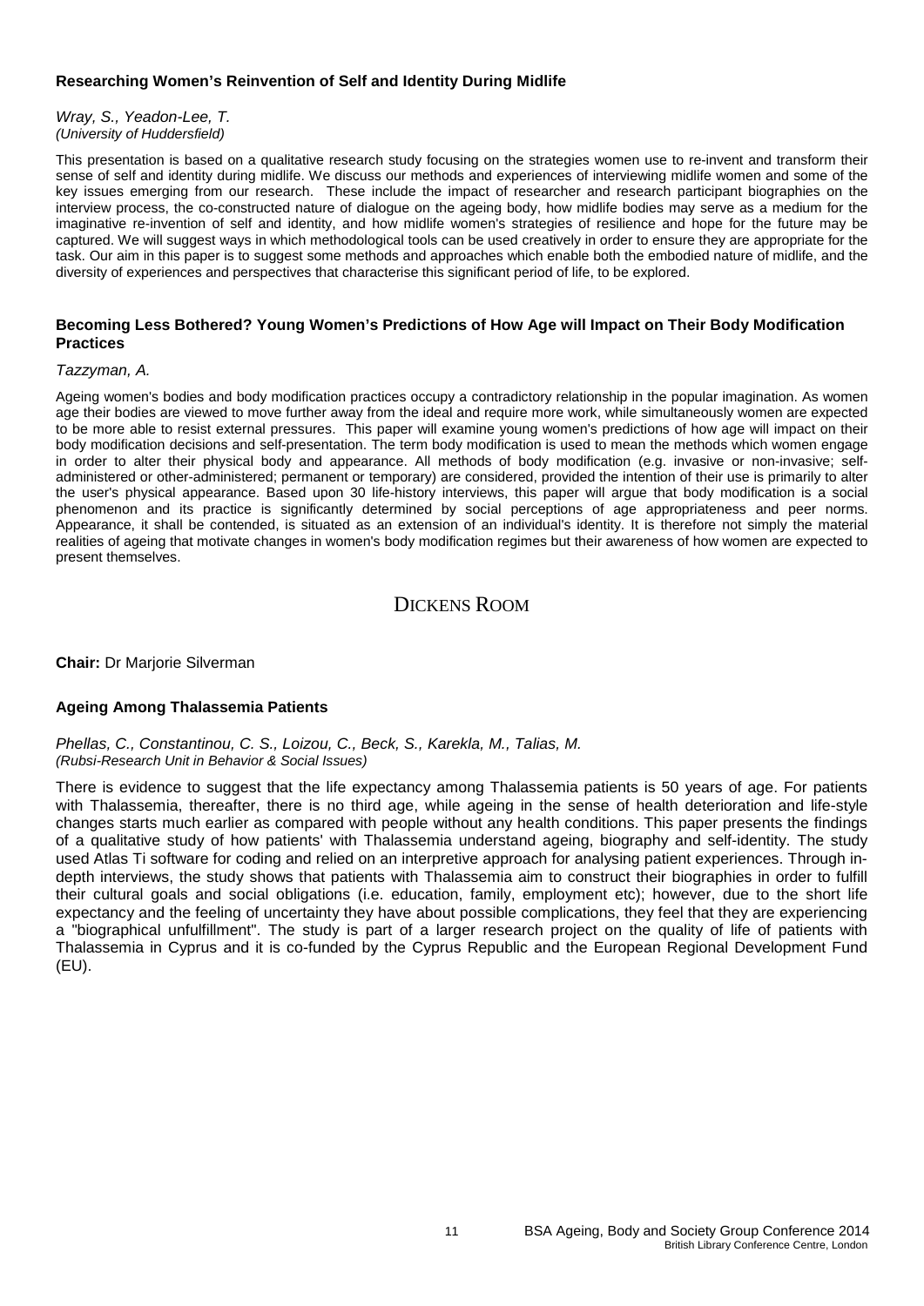**Researching Women's Reinvention of Self and Identity During Midlife**

*Wray, S., Yeadon-Lee, T.*
*(University of Huddersfield)*

This presentation is based on a qualitative research study focusing on the strategies women use to re-invent and transform their sense of self and identity during midlife. We discuss our methods and experiences of interviewing midlife women and some of the key issues emerging from our research. These include the impact of researcher and research participant biographies on the interview process, the co-constructed nature of dialogue on the ageing body, how midlife bodies may serve as a medium for the imaginative re-invention of self and identity, and how midlife women's strategies of resilience and hope for the future may be captured. We will suggest ways in which methodological tools can be used creatively in order to ensure they are appropriate for the task. Our aim in this paper is to suggest some methods and approaches which enable both the embodied nature of midlife, and the diversity of experiences and perspectives that characterise this significant period of life, to be explored.

**Becoming Less Bothered? Young Women's Predictions of How Age will Impact on Their Body Modification Practices**

*Tazzyman, A.*

Ageing women's bodies and body modification practices occupy a contradictory relationship in the popular imagination. As women age their bodies are viewed to move further away from the ideal and require more work, while simultaneously women are expected to be more able to resist external pressures. This paper will examine young women's predictions of how age will impact on their body modification decisions and self-presentation. The term body modification is used to mean the methods which women engage in order to alter their physical body and appearance. All methods of body modification (e.g. invasive or non-invasive; self-administered or other-administered; permanent or temporary) are considered, provided the intention of their use is primarily to alter the user's physical appearance. Based upon 30 life-history interviews, this paper will argue that body modification is a social phenomenon and its practice is significantly determined by social perceptions of age appropriateness and peer norms. Appearance, it shall be contended, is situated as an extension of an individual's identity. It is therefore not simply the material realities of ageing that motivate changes in women's body modification regimes but their awareness of how women are expected to present themselves.

## DICKENS ROOM

**Chair:** Dr Marjorie Silverman

**Ageing Among Thalassemia Patients**

*Phellas, C., Constantinou, C. S., Loizou, C., Beck, S., Karekla, M., Talias, M.*
*(Rubsi-Research Unit in Behavior & Social Issues)*

There is evidence to suggest that the life expectancy among Thalassemia patients is 50 years of age. For patients with Thalassemia, thereafter, there is no third age, while ageing in the sense of health deterioration and life-style changes starts much earlier as compared with people without any health conditions. This paper presents the findings of a qualitative study of how patients' with Thalassemia understand ageing, biography and self-identity. The study used Atlas Ti software for coding and relied on an interpretive approach for analysing patient experiences. Through in-depth interviews, the study shows that patients with Thalassemia aim to construct their biographies in order to fulfill their cultural goals and social obligations (i.e. education, family, employment etc); however, due to the short life expectancy and the feeling of uncertainty they have about possible complications, they feel that they are experiencing a "biographical unfulfillment". The study is part of a larger research project on the quality of life of patients with Thalassemia in Cyprus and it is co-funded by the Cyprus Republic and the European Regional Development Fund (EU).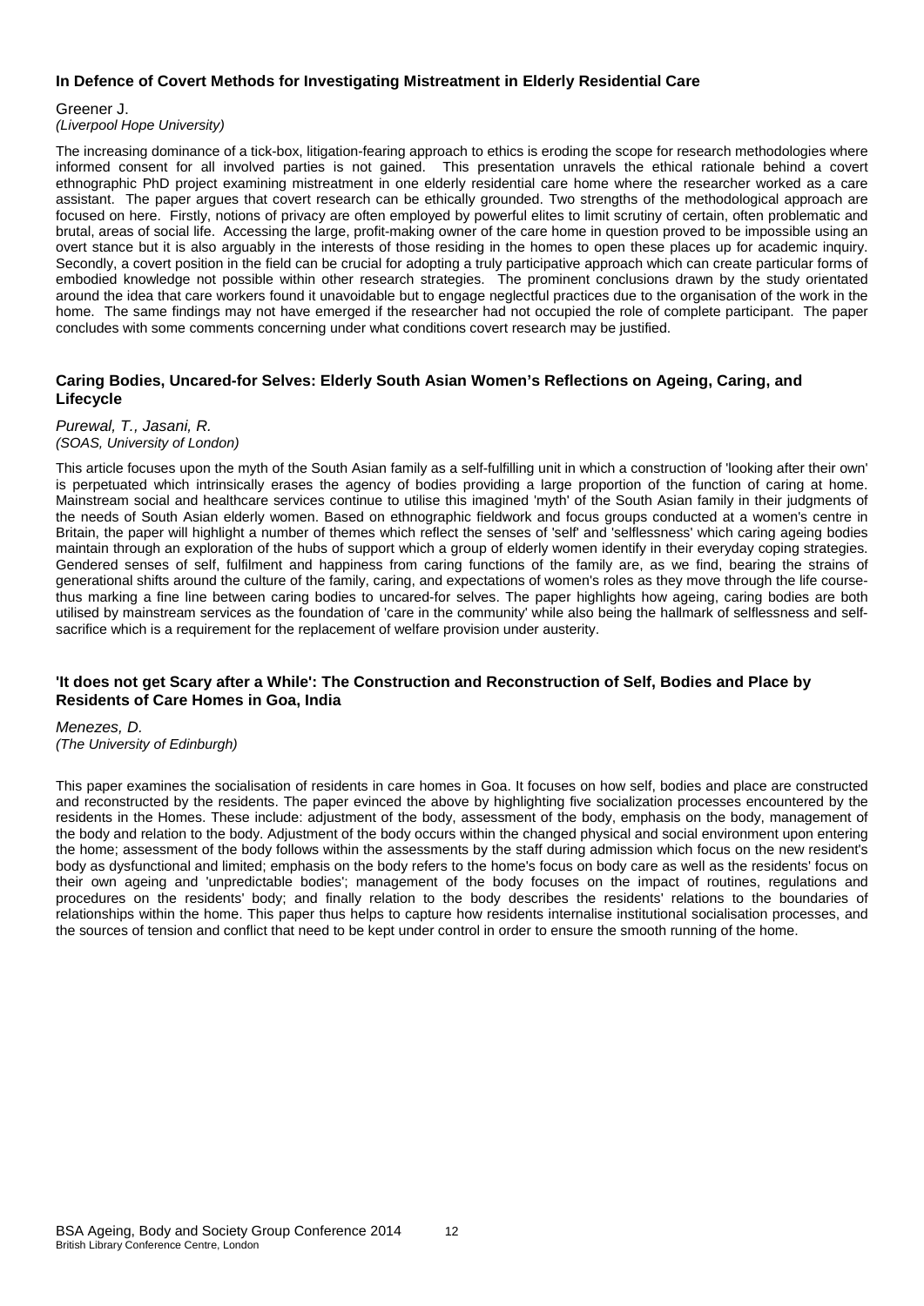### In Defence of Covert Methods for Investigating Mistreatment in Elderly Residential Care

Greener J.
*(Liverpool Hope University)*

The increasing dominance of a tick-box, litigation-fearing approach to ethics is eroding the scope for research methodologies where informed consent for all involved parties is not gained. This presentation unravels the ethical rationale behind a covert ethnographic PhD project examining mistreatment in one elderly residential care home where the researcher worked as a care assistant. The paper argues that covert research can be ethically grounded. Two strengths of the methodological approach are focused on here. Firstly, notions of privacy are often employed by powerful elites to limit scrutiny of certain, often problematic and brutal, areas of social life. Accessing the large, profit-making owner of the care home in question proved to be impossible using an overt stance but it is also arguably in the interests of those residing in the homes to open these places up for academic inquiry. Secondly, a covert position in the field can be crucial for adopting a truly participative approach which can create particular forms of embodied knowledge not possible within other research strategies. The prominent conclusions drawn by the study orientated around the idea that care workers found it unavoidable but to engage neglectful practices due to the organisation of the work in the home. The same findings may not have emerged if the researcher had not occupied the role of complete participant. The paper concludes with some comments concerning under what conditions covert research may be justified.

### Caring Bodies, Uncared-for Selves: Elderly South Asian Women's Reflections on Ageing, Caring, and Lifecycle

*Purewal, T., Jasani, R.*
*(SOAS, University of London)*

This article focuses upon the myth of the South Asian family as a self-fulfilling unit in which a construction of 'looking after their own' is perpetuated which intrinsically erases the agency of bodies providing a large proportion of the function of caring at home. Mainstream social and healthcare services continue to utilise this imagined 'myth' of the South Asian family in their judgments of the needs of South Asian elderly women. Based on ethnographic fieldwork and focus groups conducted at a women's centre in Britain, the paper will highlight a number of themes which reflect the senses of 'self' and 'selflessness' which caring ageing bodies maintain through an exploration of the hubs of support which a group of elderly women identify in their everyday coping strategies. Gendered senses of self, fulfilment and happiness from caring functions of the family are, as we find, bearing the strains of generational shifts around the culture of the family, caring, and expectations of women's roles as they move through the life course-thus marking a fine line between caring bodies to uncared-for selves. The paper highlights how ageing, caring bodies are both utilised by mainstream services as the foundation of 'care in the community' while also being the hallmark of selflessness and self-sacrifice which is a requirement for the replacement of welfare provision under austerity.

### 'It does not get Scary after a While': The Construction and Reconstruction of Self, Bodies and Place by Residents of Care Homes in Goa, India

*Menezes, D.*
*(The University of Edinburgh)*

This paper examines the socialisation of residents in care homes in Goa. It focuses on how self, bodies and place are constructed and reconstructed by the residents. The paper evinced the above by highlighting five socialization processes encountered by the residents in the Homes. These include: adjustment of the body, assessment of the body, emphasis on the body, management of the body and relation to the body. Adjustment of the body occurs within the changed physical and social environment upon entering the home; assessment of the body follows within the assessments by the staff during admission which focus on the new resident's body as dysfunctional and limited; emphasis on the body refers to the home's focus on body care as well as the residents' focus on their own ageing and 'unpredictable bodies'; management of the body focuses on the impact of routines, regulations and procedures on the residents' body; and finally relation to the body describes the residents' relations to the boundaries of relationships within the home. This paper thus helps to capture how residents internalise institutional socialisation processes, and the sources of tension and conflict that need to be kept under control in order to ensure the smooth running of the home.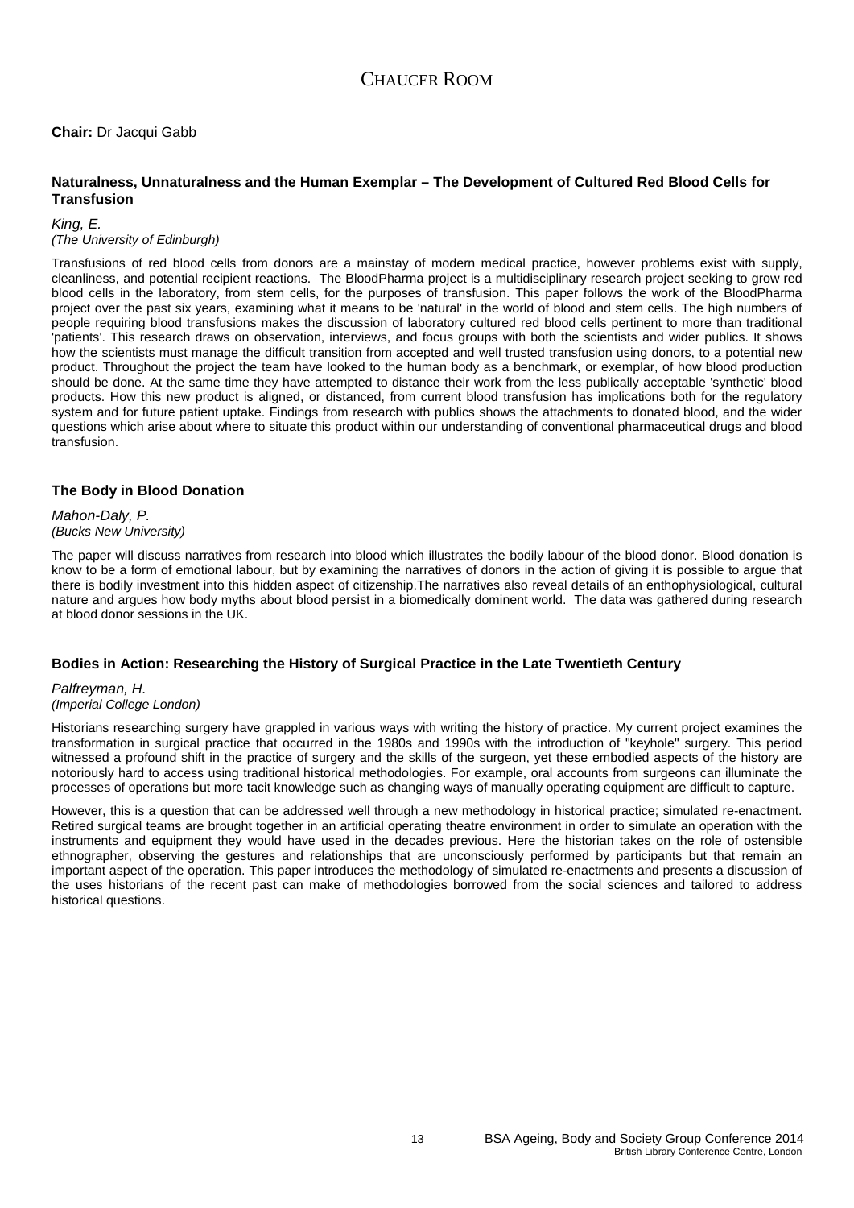# CHAUCER ROOM

**Chair:** Dr Jacqui Gabb

### Naturalness, Unnaturalness and the Human Exemplar – The Development of Cultured Red Blood Cells for Transfusion

*King, E.*
*(The University of Edinburgh)*

Transfusions of red blood cells from donors are a mainstay of modern medical practice, however problems exist with supply, cleanliness, and potential recipient reactions. The BloodPharma project is a multidisciplinary research project seeking to grow red blood cells in the laboratory, from stem cells, for the purposes of transfusion. This paper follows the work of the BloodPharma project over the past six years, examining what it means to be 'natural' in the world of blood and stem cells. The high numbers of people requiring blood transfusions makes the discussion of laboratory cultured red blood cells pertinent to more than traditional 'patients'. This research draws on observation, interviews, and focus groups with both the scientists and wider publics. It shows how the scientists must manage the difficult transition from accepted and well trusted transfusion using donors, to a potential new product. Throughout the project the team have looked to the human body as a benchmark, or exemplar, of how blood production should be done. At the same time they have attempted to distance their work from the less publically acceptable 'synthetic' blood products. How this new product is aligned, or distanced, from current blood transfusion has implications both for the regulatory system and for future patient uptake. Findings from research with publics shows the attachments to donated blood, and the wider questions which arise about where to situate this product within our understanding of conventional pharmaceutical drugs and blood transfusion.

### The Body in Blood Donation

*Mahon-Daly, P.*
*(Bucks New University)*

The paper will discuss narratives from research into blood which illustrates the bodily labour of the blood donor. Blood donation is know to be a form of emotional labour, but by examining the narratives of donors in the action of giving it is possible to argue that there is bodily investment into this hidden aspect of citizenship.The narratives also reveal details of an enthophysiological, cultural nature and argues how body myths about blood persist in a biomedically dominent world. The data was gathered during research at blood donor sessions in the UK.

### Bodies in Action: Researching the History of Surgical Practice in the Late Twentieth Century

*Palfreyman, H.*
*(Imperial College London)*

Historians researching surgery have grappled in various ways with writing the history of practice. My current project examines the transformation in surgical practice that occurred in the 1980s and 1990s with the introduction of "keyhole" surgery. This period witnessed a profound shift in the practice of surgery and the skills of the surgeon, yet these embodied aspects of the history are notoriously hard to access using traditional historical methodologies. For example, oral accounts from surgeons can illuminate the processes of operations but more tacit knowledge such as changing ways of manually operating equipment are difficult to capture.

However, this is a question that can be addressed well through a new methodology in historical practice; simulated re-enactment. Retired surgical teams are brought together in an artificial operating theatre environment in order to simulate an operation with the instruments and equipment they would have used in the decades previous. Here the historian takes on the role of ostensible ethnographer, observing the gestures and relationships that are unconsciously performed by participants but that remain an important aspect of the operation. This paper introduces the methodology of simulated re-enactments and presents a discussion of the uses historians of the recent past can make of methodologies borrowed from the social sciences and tailored to address historical questions.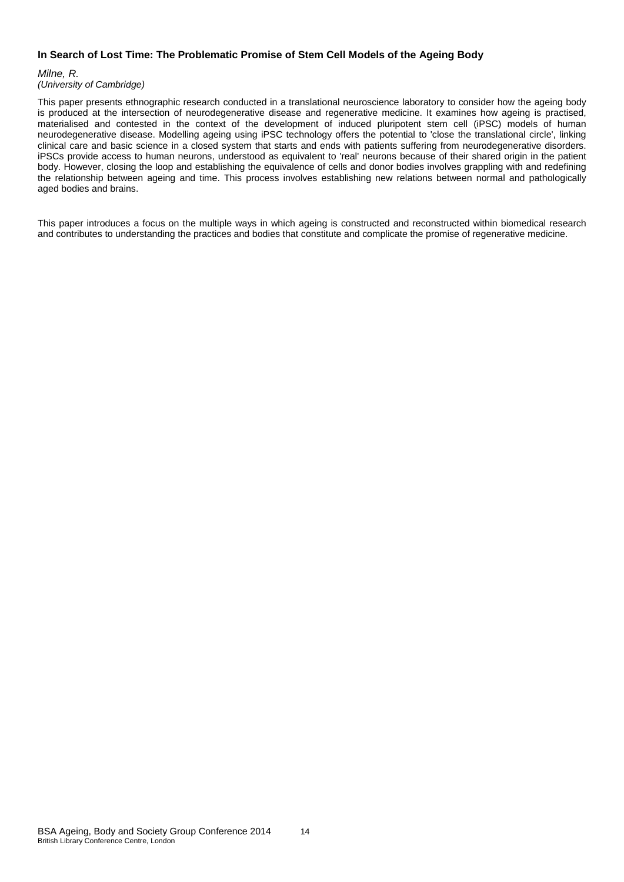### In Search of Lost Time: The Problematic Promise of Stem Cell Models of the Ageing Body

*Milne, R.*
*(University of Cambridge)*

This paper presents ethnographic research conducted in a translational neuroscience laboratory to consider how the ageing body is produced at the intersection of neurodegenerative disease and regenerative medicine. It examines how ageing is practised, materialised and contested in the context of the development of induced pluripotent stem cell (iPSC) models of human neurodegenerative disease. Modelling ageing using iPSC technology offers the potential to 'close the translational circle', linking clinical care and basic science in a closed system that starts and ends with patients suffering from neurodegenerative disorders. iPSCs provide access to human neurons, understood as equivalent to 'real' neurons because of their shared origin in the patient body. However, closing the loop and establishing the equivalence of cells and donor bodies involves grappling with and redefining the relationship between ageing and time. This process involves establishing new relations between normal and pathologically aged bodies and brains.

This paper introduces a focus on the multiple ways in which ageing is constructed and reconstructed within biomedical research and contributes to understanding the practices and bodies that constitute and complicate the promise of regenerative medicine.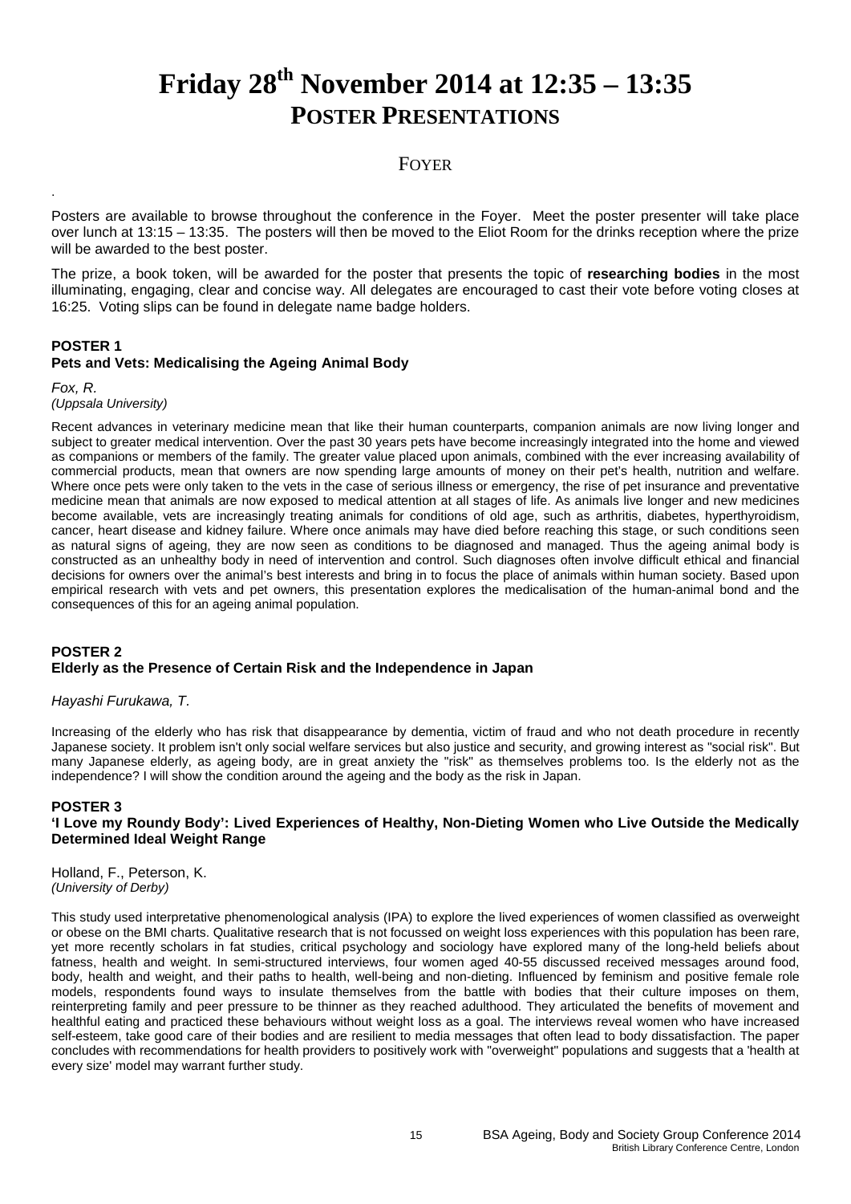# Friday 28th November 2014 at 12:35 – 13:35

## POSTER PRESENTATIONS

### FOYER

.

Posters are available to browse throughout the conference in the Foyer. Meet the poster presenter will take place over lunch at 13:15 – 13:35. The posters will then be moved to the Eliot Room for the drinks reception where the prize will be awarded to the best poster.

The prize, a book token, will be awarded for the poster that presents the topic of **researching bodies** in the most illuminating, engaging, clear and concise way. All delegates are encouraged to cast their vote before voting closes at 16:25. Voting slips can be found in delegate name badge holders.

**POSTER 1**
**Pets and Vets: Medicalising the Ageing Animal Body**

*Fox, R.*
*(Uppsala University)*

Recent advances in veterinary medicine mean that like their human counterparts, companion animals are now living longer and subject to greater medical intervention. Over the past 30 years pets have become increasingly integrated into the home and viewed as companions or members of the family. The greater value placed upon animals, combined with the ever increasing availability of commercial products, mean that owners are now spending large amounts of money on their pet's health, nutrition and welfare. Where once pets were only taken to the vets in the case of serious illness or emergency, the rise of pet insurance and preventative medicine mean that animals are now exposed to medical attention at all stages of life. As animals live longer and new medicines become available, vets are increasingly treating animals for conditions of old age, such as arthritis, diabetes, hyperthyroidism, cancer, heart disease and kidney failure. Where once animals may have died before reaching this stage, or such conditions seen as natural signs of ageing, they are now seen as conditions to be diagnosed and managed. Thus the ageing animal body is constructed as an unhealthy body in need of intervention and control. Such diagnoses often involve difficult ethical and financial decisions for owners over the animal's best interests and bring in to focus the place of animals within human society. Based upon empirical research with vets and pet owners, this presentation explores the medicalisation of the human-animal bond and the consequences of this for an ageing animal population.

**POSTER 2**
**Elderly as the Presence of Certain Risk and the Independence in Japan**

*Hayashi Furukawa, T.*

Increasing of the elderly who has risk that disappearance by dementia, victim of fraud and who not death procedure in recently Japanese society. It problem isn't only social welfare services but also justice and security, and growing interest as "social risk". But many Japanese elderly, as ageing body, are in great anxiety the "risk" as themselves problems too. Is the elderly not as the independence? I will show the condition around the ageing and the body as the risk in Japan.

**POSTER 3**
**'I Love my Roundy Body': Lived Experiences of Healthy, Non-Dieting Women who Live Outside the Medically Determined Ideal Weight Range**

Holland, F., Peterson, K.
*(University of Derby)*

This study used interpretative phenomenological analysis (IPA) to explore the lived experiences of women classified as overweight or obese on the BMI charts. Qualitative research that is not focussed on weight loss experiences with this population has been rare, yet more recently scholars in fat studies, critical psychology and sociology have explored many of the long-held beliefs about fatness, health and weight. In semi-structured interviews, four women aged 40-55 discussed received messages around food, body, health and weight, and their paths to health, well-being and non-dieting. Influenced by feminism and positive female role models, respondents found ways to insulate themselves from the battle with bodies that their culture imposes on them, reinterpreting family and peer pressure to be thinner as they reached adulthood. They articulated the benefits of movement and healthful eating and practiced these behaviours without weight loss as a goal. The interviews reveal women who have increased self-esteem, take good care of their bodies and are resilient to media messages that often lead to body dissatisfaction. The paper concludes with recommendations for health providers to positively work with "overweight" populations and suggests that a 'health at every size' model may warrant further study.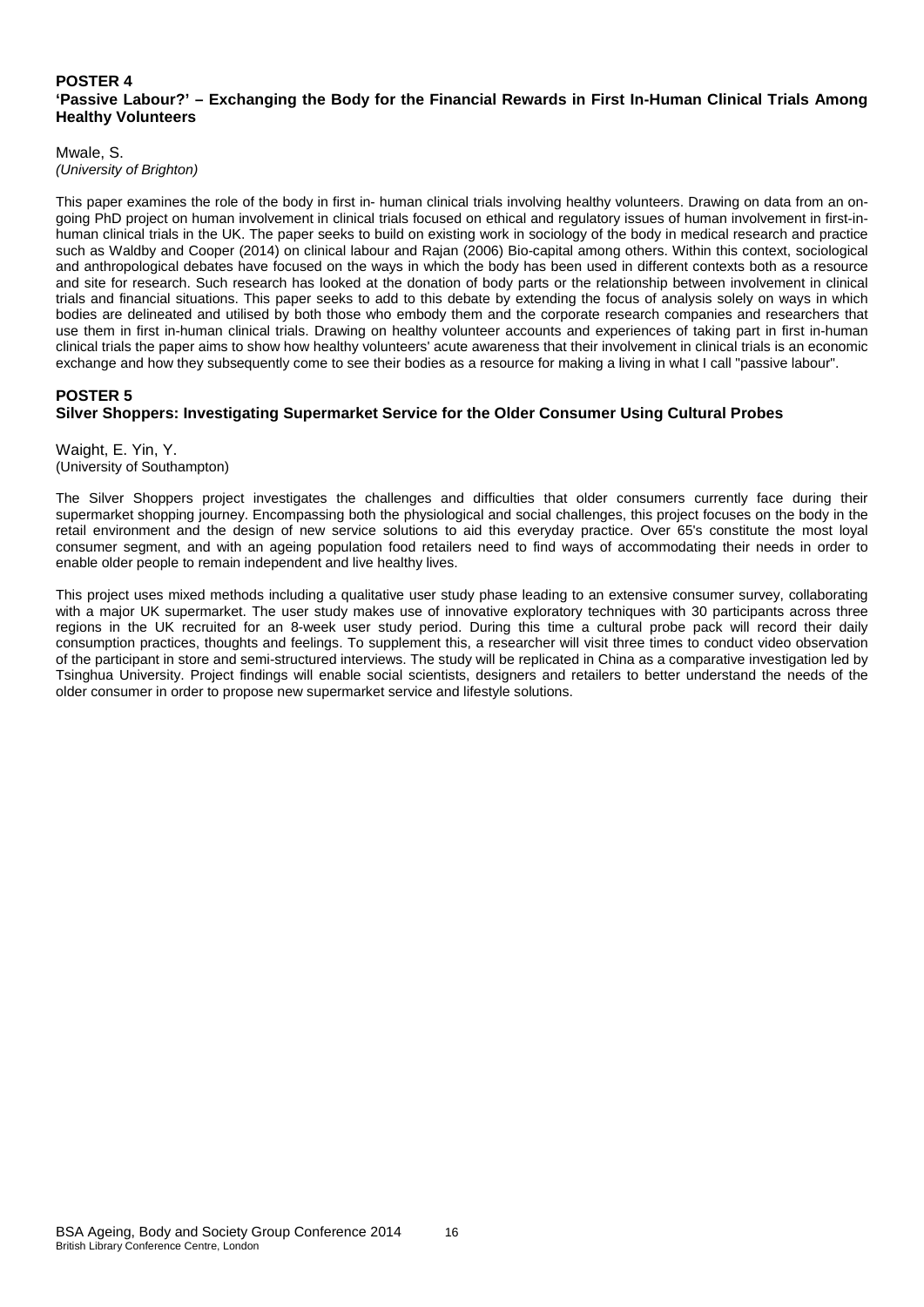## POSTER 4

### 'Passive Labour?' – Exchanging the Body for the Financial Rewards in First In-Human Clinical Trials Among Healthy Volunteers

Mwale, S.
*(University of Brighton)*

This paper examines the role of the body in first in- human clinical trials involving healthy volunteers. Drawing on data from an on-going PhD project on human involvement in clinical trials focused on ethical and regulatory issues of human involvement in first-in-human clinical trials in the UK. The paper seeks to build on existing work in sociology of the body in medical research and practice such as Waldby and Cooper (2014) on clinical labour and Rajan (2006) Bio-capital among others. Within this context, sociological and anthropological debates have focused on the ways in which the body has been used in different contexts both as a resource and site for research. Such research has looked at the donation of body parts or the relationship between involvement in clinical trials and financial situations. This paper seeks to add to this debate by extending the focus of analysis solely on ways in which bodies are delineated and utilised by both those who embody them and the corporate research companies and researchers that use them in first in-human clinical trials. Drawing on healthy volunteer accounts and experiences of taking part in first in-human clinical trials the paper aims to show how healthy volunteers' acute awareness that their involvement in clinical trials is an economic exchange and how they subsequently come to see their bodies as a resource for making a living in what I call "passive labour".

## POSTER 5

### Silver Shoppers: Investigating Supermarket Service for the Older Consumer Using Cultural Probes

Waight, E. Yin, Y.
(University of Southampton)

The Silver Shoppers project investigates the challenges and difficulties that older consumers currently face during their supermarket shopping journey. Encompassing both the physiological and social challenges, this project focuses on the body in the retail environment and the design of new service solutions to aid this everyday practice. Over 65's constitute the most loyal consumer segment, and with an ageing population food retailers need to find ways of accommodating their needs in order to enable older people to remain independent and live healthy lives.

This project uses mixed methods including a qualitative user study phase leading to an extensive consumer survey, collaborating with a major UK supermarket. The user study makes use of innovative exploratory techniques with 30 participants across three regions in the UK recruited for an 8-week user study period. During this time a cultural probe pack will record their daily consumption practices, thoughts and feelings. To supplement this, a researcher will visit three times to conduct video observation of the participant in store and semi-structured interviews. The study will be replicated in China as a comparative investigation led by Tsinghua University. Project findings will enable social scientists, designers and retailers to better understand the needs of the older consumer in order to propose new supermarket service and lifestyle solutions.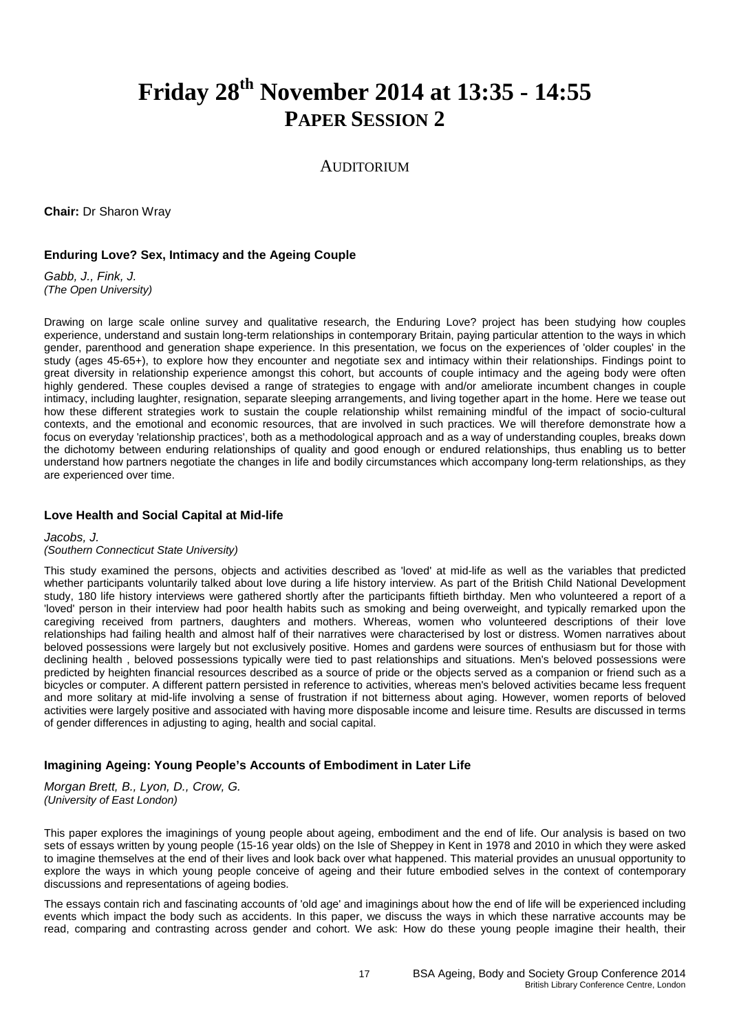# Friday 28th November 2014 at 13:35 - 14:55
## PAPER SESSION 2

### AUDITORIUM

**Chair:** Dr Sharon Wray

**Enduring Love? Sex, Intimacy and the Ageing Couple**

*Gabb, J., Fink, J.*
*(The Open University)*

Drawing on large scale online survey and qualitative research, the Enduring Love? project has been studying how couples experience, understand and sustain long-term relationships in contemporary Britain, paying particular attention to the ways in which gender, parenthood and generation shape experience. In this presentation, we focus on the experiences of 'older couples' in the study (ages 45-65+), to explore how they encounter and negotiate sex and intimacy within their relationships. Findings point to great diversity in relationship experience amongst this cohort, but accounts of couple intimacy and the ageing body were often highly gendered. These couples devised a range of strategies to engage with and/or ameliorate incumbent changes in couple intimacy, including laughter, resignation, separate sleeping arrangements, and living together apart in the home. Here we tease out how these different strategies work to sustain the couple relationship whilst remaining mindful of the impact of socio-cultural contexts, and the emotional and economic resources, that are involved in such practices. We will therefore demonstrate how a focus on everyday 'relationship practices', both as a methodological approach and as a way of understanding couples, breaks down the dichotomy between enduring relationships of quality and good enough or endured relationships, thus enabling us to better understand how partners negotiate the changes in life and bodily circumstances which accompany long-term relationships, as they are experienced over time.

**Love Health and Social Capital at Mid-life**

*Jacobs, J.*
*(Southern Connecticut State University)*

This study examined the persons, objects and activities described as 'loved' at mid-life as well as the variables that predicted whether participants voluntarily talked about love during a life history interview. As part of the British Child National Development study, 180 life history interviews were gathered shortly after the participants fiftieth birthday. Men who volunteered a report of a 'loved' person in their interview had poor health habits such as smoking and being overweight, and typically remarked upon the caregiving received from partners, daughters and mothers. Whereas, women who volunteered descriptions of their love relationships had failing health and almost half of their narratives were characterised by lost or distress. Women narratives about beloved possessions were largely but not exclusively positive. Homes and gardens were sources of enthusiasm but for those with declining health , beloved possessions typically were tied to past relationships and situations. Men's beloved possessions were predicted by heighten financial resources described as a source of pride or the objects served as a companion or friend such as a bicycles or computer. A different pattern persisted in reference to activities, whereas men's beloved activities became less frequent and more solitary at mid-life involving a sense of frustration if not bitterness about aging. However, women reports of beloved activities were largely positive and associated with having more disposable income and leisure time. Results are discussed in terms of gender differences in adjusting to aging, health and social capital.

**Imagining Ageing: Young People's Accounts of Embodiment in Later Life**

*Morgan Brett, B., Lyon, D., Crow, G.*
*(University of East London)*

This paper explores the imaginings of young people about ageing, embodiment and the end of life. Our analysis is based on two sets of essays written by young people (15-16 year olds) on the Isle of Sheppey in Kent in 1978 and 2010 in which they were asked to imagine themselves at the end of their lives and look back over what happened. This material provides an unusual opportunity to explore the ways in which young people conceive of ageing and their future embodied selves in the context of contemporary discussions and representations of ageing bodies.

The essays contain rich and fascinating accounts of 'old age' and imaginings about how the end of life will be experienced including events which impact the body such as accidents. In this paper, we discuss the ways in which these narrative accounts may be read, comparing and contrasting across gender and cohort. We ask: How do these young people imagine their health, their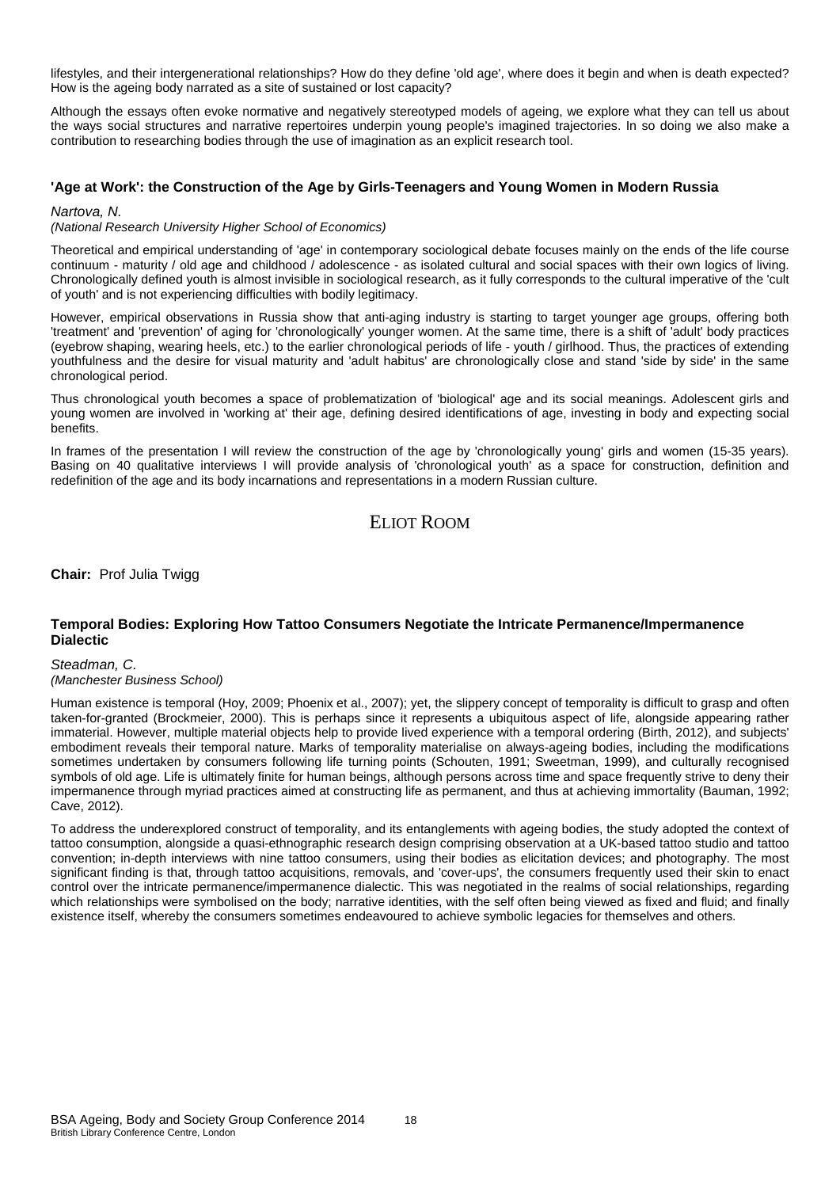lifestyles, and their intergenerational relationships? How do they define 'old age', where does it begin and when is death expected? How is the ageing body narrated as a site of sustained or lost capacity?

Although the essays often evoke normative and negatively stereotyped models of ageing, we explore what they can tell us about the ways social structures and narrative repertoires underpin young people's imagined trajectories. In so doing we also make a contribution to researching bodies through the use of imagination as an explicit research tool.

### 'Age at Work': the Construction of the Age by Girls-Teenagers and Young Women in Modern Russia

*Nartova, N.*
*(National Research University Higher School of Economics)*

Theoretical and empirical understanding of 'age' in contemporary sociological debate focuses mainly on the ends of the life course continuum - maturity / old age and childhood / adolescence - as isolated cultural and social spaces with their own logics of living. Chronologically defined youth is almost invisible in sociological research, as it fully corresponds to the cultural imperative of the 'cult of youth' and is not experiencing difficulties with bodily legitimacy.

However, empirical observations in Russia show that anti-aging industry is starting to target younger age groups, offering both 'treatment' and 'prevention' of aging for 'chronologically' younger women. At the same time, there is a shift of 'adult' body practices (eyebrow shaping, wearing heels, etc.) to the earlier chronological periods of life - youth / girlhood. Thus, the practices of extending youthfulness and the desire for visual maturity and 'adult habitus' are chronologically close and stand 'side by side' in the same chronological period.

Thus chronological youth becomes a space of problematization of 'biological' age and its social meanings. Adolescent girls and young women are involved in 'working at' their age, defining desired identifications of age, investing in body and expecting social benefits.

In frames of the presentation I will review the construction of the age by 'chronologically young' girls and women (15-35 years). Basing on 40 qualitative interviews I will provide analysis of 'chronological youth' as a space for construction, definition and redefinition of the age and its body incarnations and representations in a modern Russian culture.

## Eliot Room

**Chair:** Prof Julia Twigg

### Temporal Bodies: Exploring How Tattoo Consumers Negotiate the Intricate Permanence/Impermanence Dialectic

*Steadman, C.*
*(Manchester Business School)*

Human existence is temporal (Hoy, 2009; Phoenix et al., 2007); yet, the slippery concept of temporality is difficult to grasp and often taken-for-granted (Brockmeier, 2000). This is perhaps since it represents a ubiquitous aspect of life, alongside appearing rather immaterial. However, multiple material objects help to provide lived experience with a temporal ordering (Birth, 2012), and subjects' embodiment reveals their temporal nature. Marks of temporality materialise on always-ageing bodies, including the modifications sometimes undertaken by consumers following life turning points (Schouten, 1991; Sweetman, 1999), and culturally recognised symbols of old age. Life is ultimately finite for human beings, although persons across time and space frequently strive to deny their impermanence through myriad practices aimed at constructing life as permanent, and thus at achieving immortality (Bauman, 1992; Cave, 2012).

To address the underexplored construct of temporality, and its entanglements with ageing bodies, the study adopted the context of tattoo consumption, alongside a quasi-ethnographic research design comprising observation at a UK-based tattoo studio and tattoo convention; in-depth interviews with nine tattoo consumers, using their bodies as elicitation devices; and photography. The most significant finding is that, through tattoo acquisitions, removals, and 'cover-ups', the consumers frequently used their skin to enact control over the intricate permanence/impermanence dialectic. This was negotiated in the realms of social relationships, regarding which relationships were symbolised on the body; narrative identities, with the self often being viewed as fixed and fluid; and finally existence itself, whereby the consumers sometimes endeavoured to achieve symbolic legacies for themselves and others.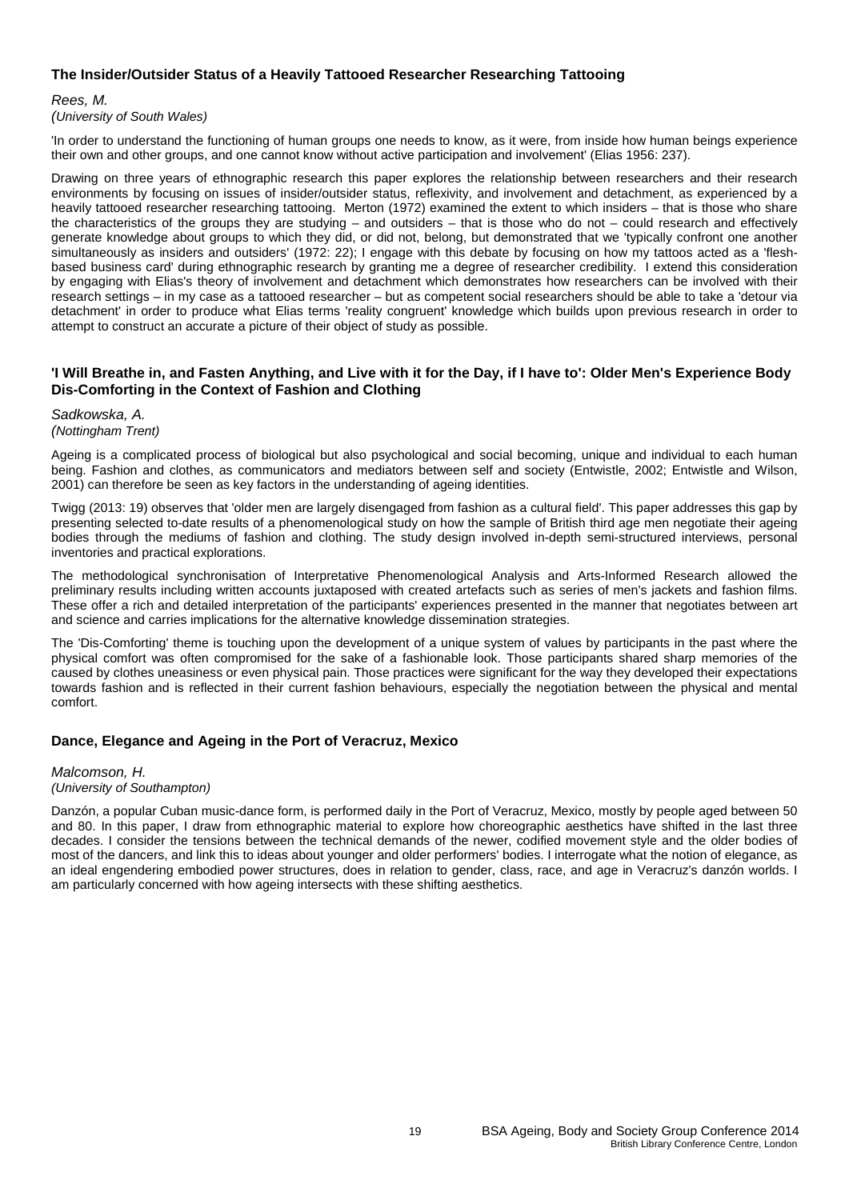### The Insider/Outsider Status of a Heavily Tattooed Researcher Researching Tattooing

*Rees, M.*
*(University of South Wales)*

'In order to understand the functioning of human groups one needs to know, as it were, from inside how human beings experience their own and other groups, and one cannot know without active participation and involvement' (Elias 1956: 237).

Drawing on three years of ethnographic research this paper explores the relationship between researchers and their research environments by focusing on issues of insider/outsider status, reflexivity, and involvement and detachment, as experienced by a heavily tattooed researcher researching tattooing. Merton (1972) examined the extent to which insiders – that is those who share the characteristics of the groups they are studying – and outsiders – that is those who do not – could research and effectively generate knowledge about groups to which they did, or did not, belong, but demonstrated that we 'typically confront one another simultaneously as insiders and outsiders' (1972: 22); I engage with this debate by focusing on how my tattoos acted as a 'flesh-based business card' during ethnographic research by granting me a degree of researcher credibility. I extend this consideration by engaging with Elias's theory of involvement and detachment which demonstrates how researchers can be involved with their research settings – in my case as a tattooed researcher – but as competent social researchers should be able to take a 'detour via detachment' in order to produce what Elias terms 'reality congruent' knowledge which builds upon previous research in order to attempt to construct an accurate a picture of their object of study as possible.

### 'I Will Breathe in, and Fasten Anything, and Live with it for the Day, if I have to': Older Men's Experience Body Dis-Comforting in the Context of Fashion and Clothing

*Sadkowska, A.*
*(Nottingham Trent)*

Ageing is a complicated process of biological but also psychological and social becoming, unique and individual to each human being. Fashion and clothes, as communicators and mediators between self and society (Entwistle, 2002; Entwistle and Wilson, 2001) can therefore be seen as key factors in the understanding of ageing identities.

Twigg (2013: 19) observes that 'older men are largely disengaged from fashion as a cultural field'. This paper addresses this gap by presenting selected to-date results of a phenomenological study on how the sample of British third age men negotiate their ageing bodies through the mediums of fashion and clothing. The study design involved in-depth semi-structured interviews, personal inventories and practical explorations.

The methodological synchronisation of Interpretative Phenomenological Analysis and Arts-Informed Research allowed the preliminary results including written accounts juxtaposed with created artefacts such as series of men's jackets and fashion films. These offer a rich and detailed interpretation of the participants' experiences presented in the manner that negotiates between art and science and carries implications for the alternative knowledge dissemination strategies.

The 'Dis-Comforting' theme is touching upon the development of a unique system of values by participants in the past where the physical comfort was often compromised for the sake of a fashionable look. Those participants shared sharp memories of the caused by clothes uneasiness or even physical pain. Those practices were significant for the way they developed their expectations towards fashion and is reflected in their current fashion behaviours, especially the negotiation between the physical and mental comfort.

### Dance, Elegance and Ageing in the Port of Veracruz, Mexico

*Malcomson, H.*
*(University of Southampton)*

Danzón, a popular Cuban music-dance form, is performed daily in the Port of Veracruz, Mexico, mostly by people aged between 50 and 80. In this paper, I draw from ethnographic material to explore how choreographic aesthetics have shifted in the last three decades. I consider the tensions between the technical demands of the newer, codified movement style and the older bodies of most of the dancers, and link this to ideas about younger and older performers' bodies. I interrogate what the notion of elegance, as an ideal engendering embodied power structures, does in relation to gender, class, race, and age in Veracruz's danzón worlds. I am particularly concerned with how ageing intersects with these shifting aesthetics.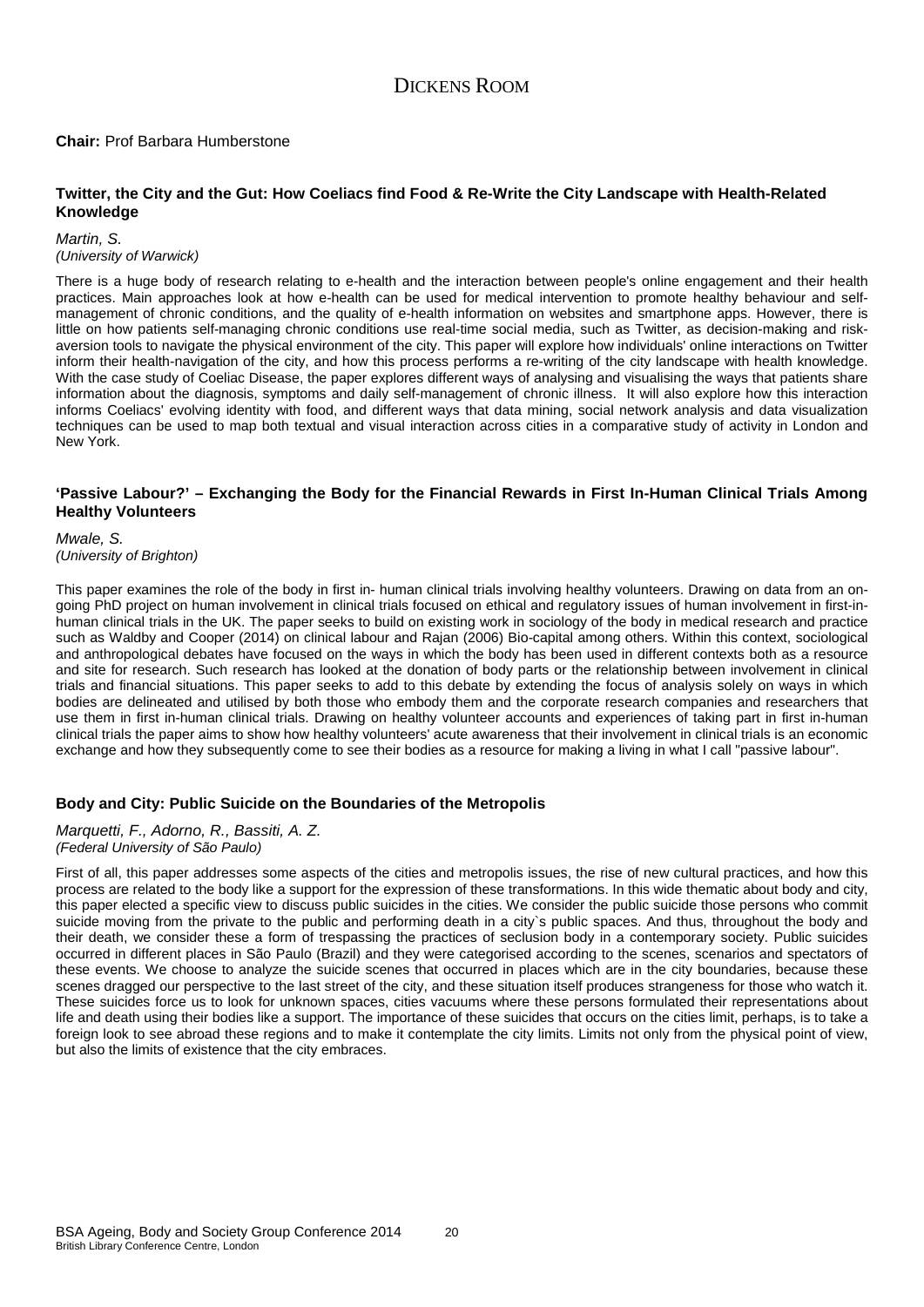# DICKENS ROOM

**Chair:** Prof Barbara Humberstone

### Twitter, the City and the Gut: How Coeliacs find Food & Re-Write the City Landscape with Health-Related Knowledge

*Martin, S.*
*(University of Warwick)*

There is a huge body of research relating to e-health and the interaction between people's online engagement and their health practices. Main approaches look at how e-health can be used for medical intervention to promote healthy behaviour and self-management of chronic conditions, and the quality of e-health information on websites and smartphone apps. However, there is little on how patients self-managing chronic conditions use real-time social media, such as Twitter, as decision-making and risk-aversion tools to navigate the physical environment of the city. This paper will explore how individuals' online interactions on Twitter inform their health-navigation of the city, and how this process performs a re-writing of the city landscape with health knowledge. With the case study of Coeliac Disease, the paper explores different ways of analysing and visualising the ways that patients share information about the diagnosis, symptoms and daily self-management of chronic illness. It will also explore how this interaction informs Coeliacs' evolving identity with food, and different ways that data mining, social network analysis and data visualization techniques can be used to map both textual and visual interaction across cities in a comparative study of activity in London and New York.

### 'Passive Labour?' – Exchanging the Body for the Financial Rewards in First In-Human Clinical Trials Among Healthy Volunteers

*Mwale, S.*
*(University of Brighton)*

This paper examines the role of the body in first in- human clinical trials involving healthy volunteers. Drawing on data from an on-going PhD project on human involvement in clinical trials focused on ethical and regulatory issues of human involvement in first-in-human clinical trials in the UK. The paper seeks to build on existing work in sociology of the body in medical research and practice such as Waldby and Cooper (2014) on clinical labour and Rajan (2006) Bio-capital among others. Within this context, sociological and anthropological debates have focused on the ways in which the body has been used in different contexts both as a resource and site for research. Such research has looked at the donation of body parts or the relationship between involvement in clinical trials and financial situations. This paper seeks to add to this debate by extending the focus of analysis solely on ways in which bodies are delineated and utilised by both those who embody them and the corporate research companies and researchers that use them in first in-human clinical trials. Drawing on healthy volunteer accounts and experiences of taking part in first in-human clinical trials the paper aims to show how healthy volunteers' acute awareness that their involvement in clinical trials is an economic exchange and how they subsequently come to see their bodies as a resource for making a living in what I call "passive labour".

### Body and City: Public Suicide on the Boundaries of the Metropolis

*Marquetti, F., Adorno, R., Bassiti, A. Z.*
*(Federal University of São Paulo)*

First of all, this paper addresses some aspects of the cities and metropolis issues, the rise of new cultural practices, and how this process are related to the body like a support for the expression of these transformations. In this wide thematic about body and city, this paper elected a specific view to discuss public suicides in the cities. We consider the public suicide those persons who commit suicide moving from the private to the public and performing death in a city`s public spaces. And thus, throughout the body and their death, we consider these a form of trespassing the practices of seclusion body in a contemporary society. Public suicides occurred in different places in São Paulo (Brazil) and they were categorised according to the scenes, scenarios and spectators of these events. We choose to analyze the suicide scenes that occurred in places which are in the city boundaries, because these scenes dragged our perspective to the last street of the city, and these situation itself produces strangeness for those who watch it. These suicides force us to look for unknown spaces, cities vacuums where these persons formulated their representations about life and death using their bodies like a support. The importance of these suicides that occurs on the cities limit, perhaps, is to take a foreign look to see abroad these regions and to make it contemplate the city limits. Limits not only from the physical point of view, but also the limits of existence that the city embraces.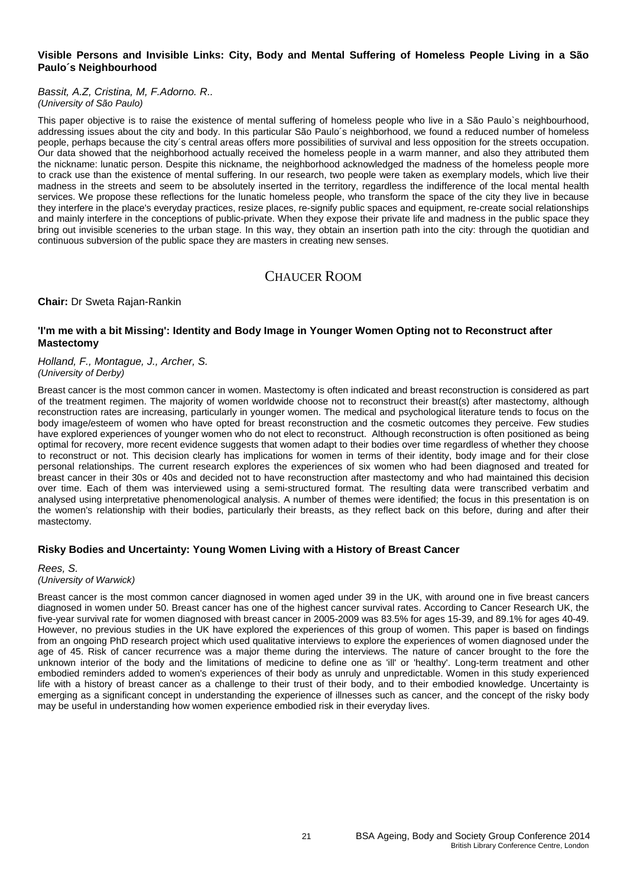### Visible Persons and Invisible Links: City, Body and Mental Suffering of Homeless People Living in a São Paulo´s Neighbourhood

*Bassit, A.Z, Cristina, M, F.Adorno. R..*
*(University of São Paulo)*

This paper objective is to raise the existence of mental suffering of homeless people who live in a São Paulo`s neighbourhood, addressing issues about the city and body. In this particular São Paulo´s neighborhood, we found a reduced number of homeless people, perhaps because the city´s central areas offers more possibilities of survival and less opposition for the streets occupation. Our data showed that the neighborhood actually received the homeless people in a warm manner, and also they attributed them the nickname: lunatic person. Despite this nickname, the neighborhood acknowledged the madness of the homeless people more to crack use than the existence of mental suffering. In our research, two people were taken as exemplary models, which live their madness in the streets and seem to be absolutely inserted in the territory, regardless the indifference of the local mental health services. We propose these reflections for the lunatic homeless people, who transform the space of the city they live in because they interfere in the place's everyday practices, resize places, re-signify public spaces and equipment, re-create social relationships and mainly interfere in the conceptions of public-private. When they expose their private life and madness in the public space they bring out invisible sceneries to the urban stage. In this way, they obtain an insertion path into the city: through the quotidian and continuous subversion of the public space they are masters in creating new senses.

## CHAUCER ROOM

**Chair:** Dr Sweta Rajan-Rankin

### 'I'm me with a bit Missing': Identity and Body Image in Younger Women Opting not to Reconstruct after Mastectomy

*Holland, F., Montague, J., Archer, S.*
*(University of Derby)*

Breast cancer is the most common cancer in women. Mastectomy is often indicated and breast reconstruction is considered as part of the treatment regimen. The majority of women worldwide choose not to reconstruct their breast(s) after mastectomy, although reconstruction rates are increasing, particularly in younger women. The medical and psychological literature tends to focus on the body image/esteem of women who have opted for breast reconstruction and the cosmetic outcomes they perceive. Few studies have explored experiences of younger women who do not elect to reconstruct. Although reconstruction is often positioned as being optimal for recovery, more recent evidence suggests that women adapt to their bodies over time regardless of whether they choose to reconstruct or not. This decision clearly has implications for women in terms of their identity, body image and for their close personal relationships. The current research explores the experiences of six women who had been diagnosed and treated for breast cancer in their 30s or 40s and decided not to have reconstruction after mastectomy and who had maintained this decision over time. Each of them was interviewed using a semi-structured format. The resulting data were transcribed verbatim and analysed using interpretative phenomenological analysis. A number of themes were identified; the focus in this presentation is on the women's relationship with their bodies, particularly their breasts, as they reflect back on this before, during and after their mastectomy.

### Risky Bodies and Uncertainty: Young Women Living with a History of Breast Cancer

*Rees, S.*
*(University of Warwick)*

Breast cancer is the most common cancer diagnosed in women aged under 39 in the UK, with around one in five breast cancers diagnosed in women under 50. Breast cancer has one of the highest cancer survival rates. According to Cancer Research UK, the five-year survival rate for women diagnosed with breast cancer in 2005-2009 was 83.5% for ages 15-39, and 89.1% for ages 40-49. However, no previous studies in the UK have explored the experiences of this group of women. This paper is based on findings from an ongoing PhD research project which used qualitative interviews to explore the experiences of women diagnosed under the age of 45. Risk of cancer recurrence was a major theme during the interviews. The nature of cancer brought to the fore the unknown interior of the body and the limitations of medicine to define one as 'ill' or 'healthy'. Long-term treatment and other embodied reminders added to women's experiences of their body as unruly and unpredictable. Women in this study experienced life with a history of breast cancer as a challenge to their trust of their body, and to their embodied knowledge. Uncertainty is emerging as a significant concept in understanding the experience of illnesses such as cancer, and the concept of the risky body may be useful in understanding how women experience embodied risk in their everyday lives.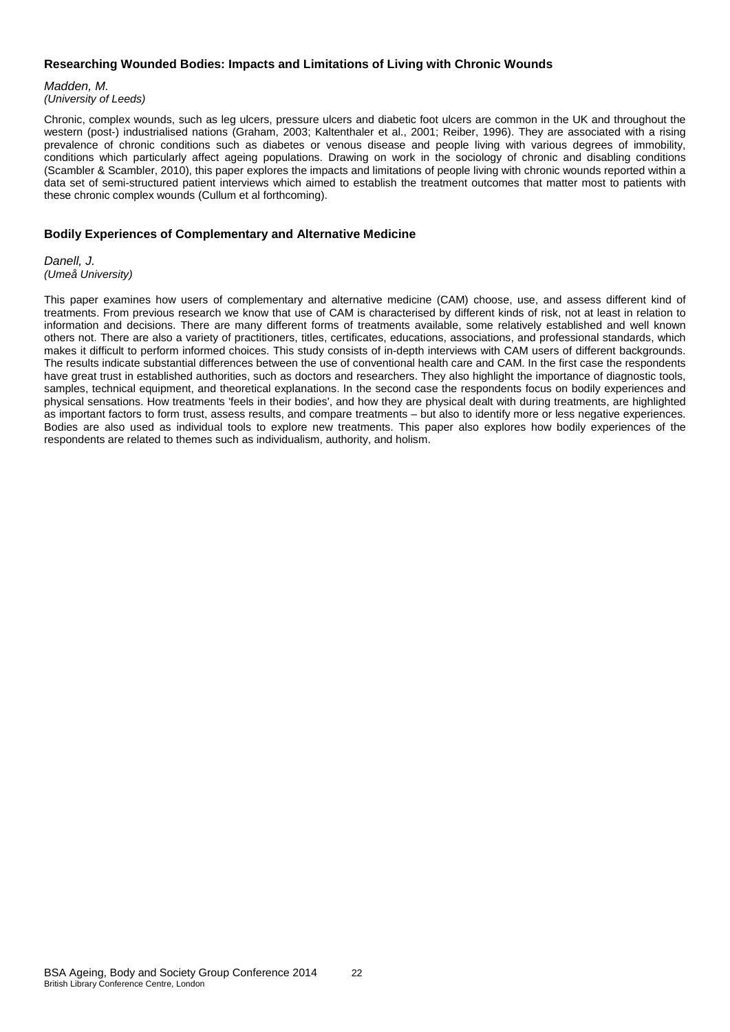### Researching Wounded Bodies: Impacts and Limitations of Living with Chronic Wounds

*Madden, M.*
*(University of Leeds)*

Chronic, complex wounds, such as leg ulcers, pressure ulcers and diabetic foot ulcers are common in the UK and throughout the western (post-) industrialised nations (Graham, 2003; Kaltenthaler et al., 2001; Reiber, 1996). They are associated with a rising prevalence of chronic conditions such as diabetes or venous disease and people living with various degrees of immobility, conditions which particularly affect ageing populations. Drawing on work in the sociology of chronic and disabling conditions (Scambler & Scambler, 2010), this paper explores the impacts and limitations of people living with chronic wounds reported within a data set of semi-structured patient interviews which aimed to establish the treatment outcomes that matter most to patients with these chronic complex wounds (Cullum et al forthcoming).

### Bodily Experiences of Complementary and Alternative Medicine

*Danell, J.*
*(Umeå University)*

This paper examines how users of complementary and alternative medicine (CAM) choose, use, and assess different kind of treatments. From previous research we know that use of CAM is characterised by different kinds of risk, not at least in relation to information and decisions. There are many different forms of treatments available, some relatively established and well known others not. There are also a variety of practitioners, titles, certificates, educations, associations, and professional standards, which makes it difficult to perform informed choices. This study consists of in-depth interviews with CAM users of different backgrounds. The results indicate substantial differences between the use of conventional health care and CAM. In the first case the respondents have great trust in established authorities, such as doctors and researchers. They also highlight the importance of diagnostic tools, samples, technical equipment, and theoretical explanations. In the second case the respondents focus on bodily experiences and physical sensations. How treatments 'feels in their bodies', and how they are physical dealt with during treatments, are highlighted as important factors to form trust, assess results, and compare treatments – but also to identify more or less negative experiences. Bodies are also used as individual tools to explore new treatments. This paper also explores how bodily experiences of the respondents are related to themes such as individualism, authority, and holism.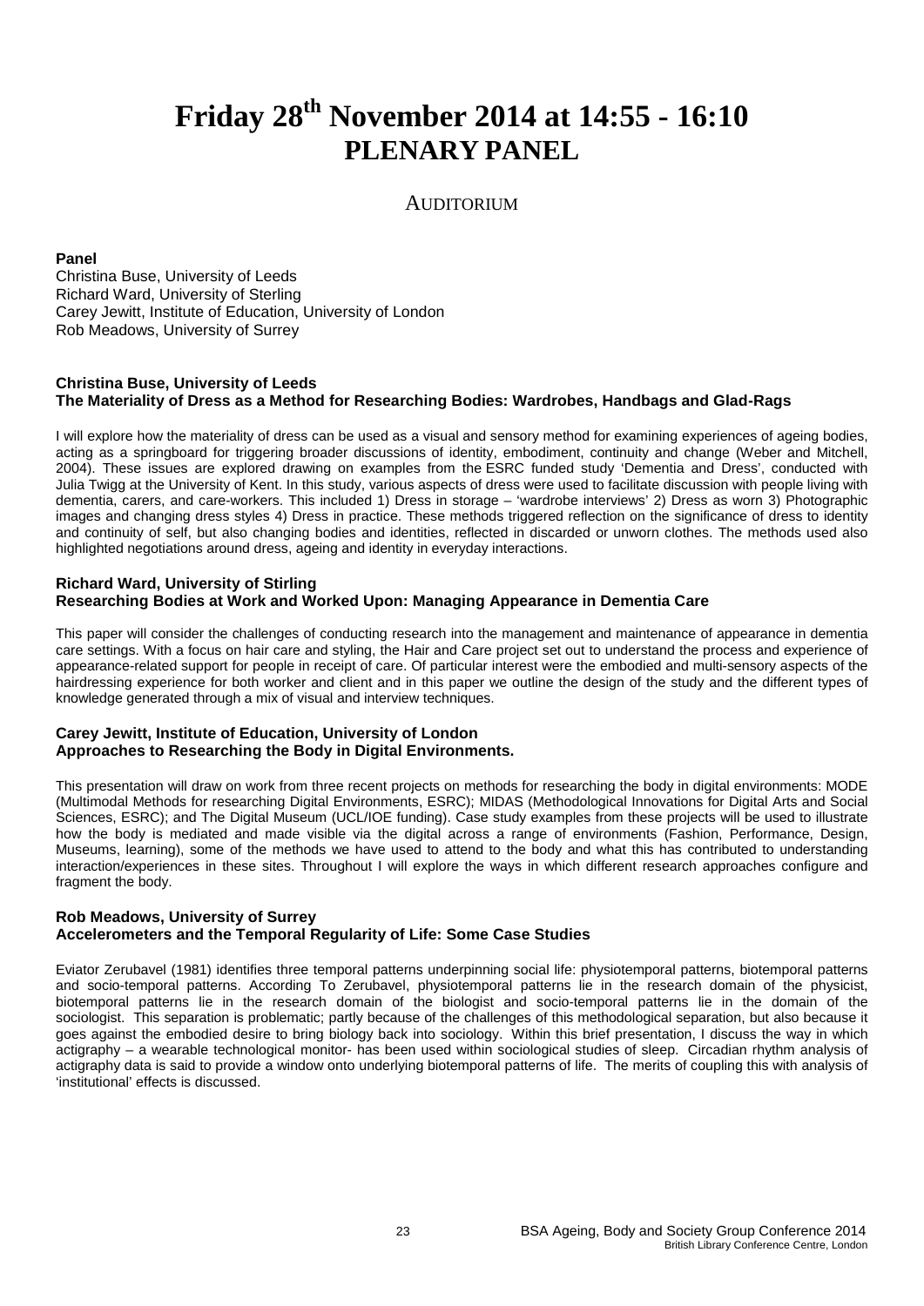# Friday 28th November 2014 at 14:55 - 16:10
# PLENARY PANEL

## AUDITORIUM

**Panel**
Christina Buse, University of Leeds
Richard Ward, University of Sterling
Carey Jewitt, Institute of Education, University of London
Rob Meadows, University of Surrey

**Christina Buse, University of Leeds**
**The Materiality of Dress as a Method for Researching Bodies: Wardrobes, Handbags and Glad-Rags**

I will explore how the materiality of dress can be used as a visual and sensory method for examining experiences of ageing bodies, acting as a springboard for triggering broader discussions of identity, embodiment, continuity and change (Weber and Mitchell, 2004). These issues are explored drawing on examples from the ESRC funded study 'Dementia and Dress', conducted with Julia Twigg at the University of Kent. In this study, various aspects of dress were used to facilitate discussion with people living with dementia, carers, and care-workers. This included 1) Dress in storage – 'wardrobe interviews' 2) Dress as worn 3) Photographic images and changing dress styles 4) Dress in practice. These methods triggered reflection on the significance of dress to identity and continuity of self, but also changing bodies and identities, reflected in discarded or unworn clothes. The methods used also highlighted negotiations around dress, ageing and identity in everyday interactions.

**Richard Ward, University of Stirling**
**Researching Bodies at Work and Worked Upon: Managing Appearance in Dementia Care**

This paper will consider the challenges of conducting research into the management and maintenance of appearance in dementia care settings. With a focus on hair care and styling, the Hair and Care project set out to understand the process and experience of appearance-related support for people in receipt of care. Of particular interest were the embodied and multi-sensory aspects of the hairdressing experience for both worker and client and in this paper we outline the design of the study and the different types of knowledge generated through a mix of visual and interview techniques.

**Carey Jewitt, Institute of Education, University of London**
**Approaches to Researching the Body in Digital Environments.**

This presentation will draw on work from three recent projects on methods for researching the body in digital environments: MODE (Multimodal Methods for researching Digital Environments, ESRC); MIDAS (Methodological Innovations for Digital Arts and Social Sciences, ESRC); and The Digital Museum (UCL/IOE funding). Case study examples from these projects will be used to illustrate how the body is mediated and made visible via the digital across a range of environments (Fashion, Performance, Design, Museums, learning), some of the methods we have used to attend to the body and what this has contributed to understanding interaction/experiences in these sites. Throughout I will explore the ways in which different research approaches configure and fragment the body.

**Rob Meadows, University of Surrey**
**Accelerometers and the Temporal Regularity of Life: Some Case Studies**

Eviator Zerubavel (1981) identifies three temporal patterns underpinning social life: physiotemporal patterns, biotemporal patterns and socio-temporal patterns. According To Zerubavel, physiotemporal patterns lie in the research domain of the physicist, biotemporal patterns lie in the research domain of the biologist and socio-temporal patterns lie in the domain of the sociologist. This separation is problematic; partly because of the challenges of this methodological separation, but also because it goes against the embodied desire to bring biology back into sociology. Within this brief presentation, I discuss the way in which actigraphy – a wearable technological monitor- has been used within sociological studies of sleep. Circadian rhythm analysis of actigraphy data is said to provide a window onto underlying biotemporal patterns of life. The merits of coupling this with analysis of 'institutional' effects is discussed.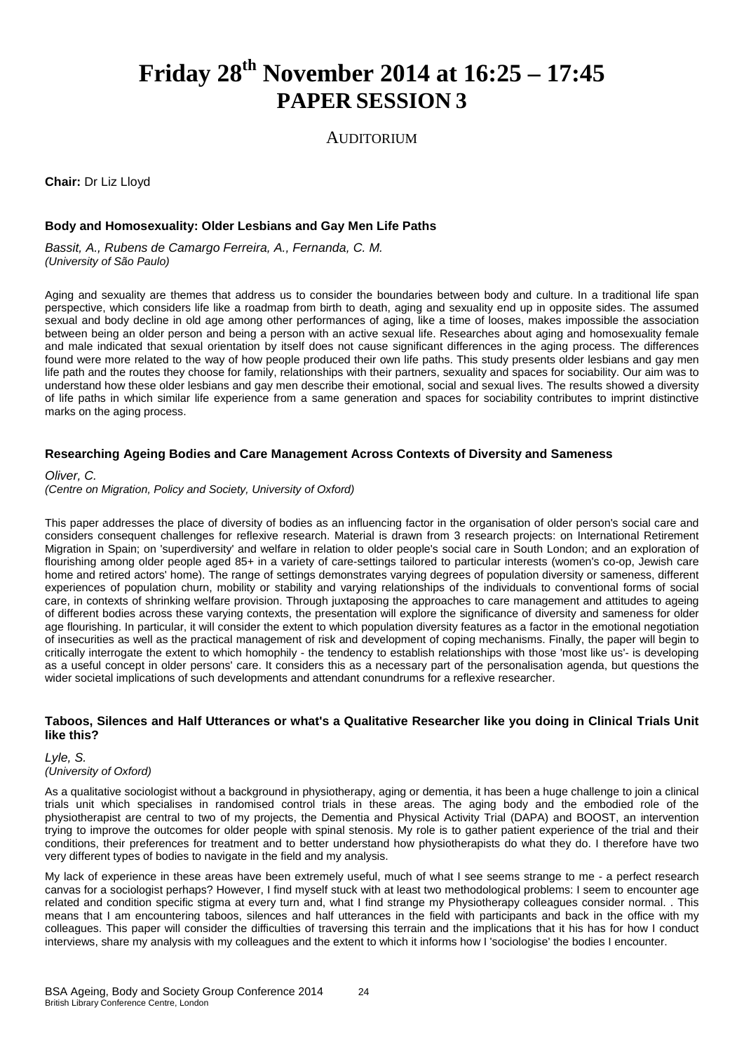# Friday 28th November 2014 at 16:25 – 17:45
# PAPER SESSION 3

## AUDITORIUM

**Chair:** Dr Liz Lloyd

### Body and Homosexuality: Older Lesbians and Gay Men Life Paths

*Bassit, A., Rubens de Camargo Ferreira, A., Fernanda, C. M.*
*(University of São Paulo)*

Aging and sexuality are themes that address us to consider the boundaries between body and culture. In a traditional life span perspective, which considers life like a roadmap from birth to death, aging and sexuality end up in opposite sides. The assumed sexual and body decline in old age among other performances of aging, like a time of looses, makes impossible the association between being an older person and being a person with an active sexual life. Researches about aging and homosexuality female and male indicated that sexual orientation by itself does not cause significant differences in the aging process. The differences found were more related to the way of how people produced their own life paths. This study presents older lesbians and gay men life path and the routes they choose for family, relationships with their partners, sexuality and spaces for sociability. Our aim was to understand how these older lesbians and gay men describe their emotional, social and sexual lives. The results showed a diversity of life paths in which similar life experience from a same generation and spaces for sociability contributes to imprint distinctive marks on the aging process.

### Researching Ageing Bodies and Care Management Across Contexts of Diversity and Sameness

*Oliver, C.*
*(Centre on Migration, Policy and Society, University of Oxford)*

This paper addresses the place of diversity of bodies as an influencing factor in the organisation of older person's social care and considers consequent challenges for reflexive research. Material is drawn from 3 research projects: on International Retirement Migration in Spain; on 'superdiversity' and welfare in relation to older people's social care in South London; and an exploration of flourishing among older people aged 85+ in a variety of care-settings tailored to particular interests (women's co-op, Jewish care home and retired actors' home). The range of settings demonstrates varying degrees of population diversity or sameness, different experiences of population churn, mobility or stability and varying relationships of the individuals to conventional forms of social care, in contexts of shrinking welfare provision. Through juxtaposing the approaches to care management and attitudes to ageing of different bodies across these varying contexts, the presentation will explore the significance of diversity and sameness for older age flourishing. In particular, it will consider the extent to which population diversity features as a factor in the emotional negotiation of insecurities as well as the practical management of risk and development of coping mechanisms. Finally, the paper will begin to critically interrogate the extent to which homophily - the tendency to establish relationships with those 'most like us'- is developing as a useful concept in older persons' care. It considers this as a necessary part of the personalisation agenda, but questions the wider societal implications of such developments and attendant conundrums for a reflexive researcher.

### Taboos, Silences and Half Utterances or what's a Qualitative Researcher like you doing in Clinical Trials Unit like this?

*Lyle, S.*
*(University of Oxford)*

As a qualitative sociologist without a background in physiotherapy, aging or dementia, it has been a huge challenge to join a clinical trials unit which specialises in randomised control trials in these areas. The aging body and the embodied role of the physiotherapist are central to two of my projects, the Dementia and Physical Activity Trial (DAPA) and BOOST, an intervention trying to improve the outcomes for older people with spinal stenosis. My role is to gather patient experience of the trial and their conditions, their preferences for treatment and to better understand how physiotherapists do what they do. I therefore have two very different types of bodies to navigate in the field and my analysis.

My lack of experience in these areas have been extremely useful, much of what I see seems strange to me - a perfect research canvas for a sociologist perhaps? However, I find myself stuck with at least two methodological problems: I seem to encounter age related and condition specific stigma at every turn and, what I find strange my Physiotherapy colleagues consider normal. . This means that I am encountering taboos, silences and half utterances in the field with participants and back in the office with my colleagues. This paper will consider the difficulties of traversing this terrain and the implications that it his has for how I conduct interviews, share my analysis with my colleagues and the extent to which it informs how I 'sociologise' the bodies I encounter.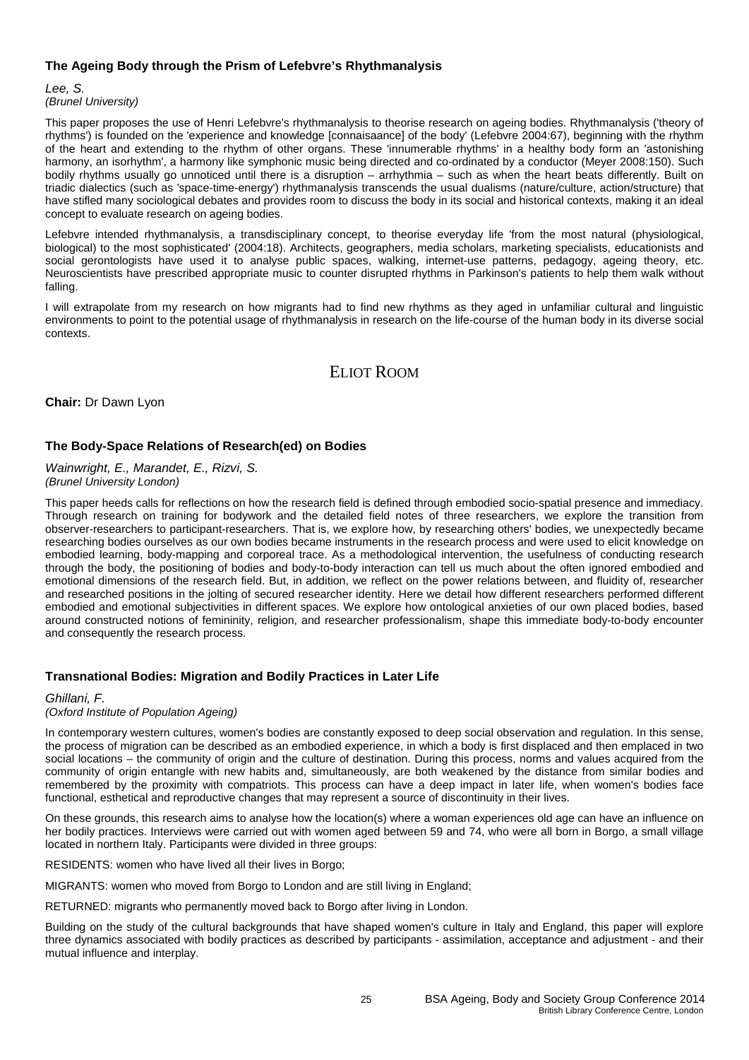### The Ageing Body through the Prism of Lefebvre's Rhythmanalysis

*Lee, S.*
*(Brunel University)*

This paper proposes the use of Henri Lefebvre's rhythmanalysis to theorise research on ageing bodies. Rhythmanalysis ('theory of rhythms') is founded on the 'experience and knowledge [connaisaance] of the body' (Lefebvre 2004:67), beginning with the rhythm of the heart and extending to the rhythm of other organs. These 'innumerable rhythms' in a healthy body form an 'astonishing harmony, an isorhythm', a harmony like symphonic music being directed and co-ordinated by a conductor (Meyer 2008:150). Such bodily rhythms usually go unnoticed until there is a disruption – arrhythmia – such as when the heart beats differently. Built on triadic dialectics (such as 'space-time-energy') rhythmanalysis transcends the usual dualisms (nature/culture, action/structure) that have stifled many sociological debates and provides room to discuss the body in its social and historical contexts, making it an ideal concept to evaluate research on ageing bodies.

Lefebvre intended rhythmanalysis, a transdisciplinary concept, to theorise everyday life 'from the most natural (physiological, biological) to the most sophisticated' (2004:18). Architects, geographers, media scholars, marketing specialists, educationists and social gerontologists have used it to analyse public spaces, walking, internet-use patterns, pedagogy, ageing theory, etc. Neuroscientists have prescribed appropriate music to counter disrupted rhythms in Parkinson's patients to help them walk without falling.

I will extrapolate from my research on how migrants had to find new rhythms as they aged in unfamiliar cultural and linguistic environments to point to the potential usage of rhythmanalysis in research on the life-course of the human body in its diverse social contexts.

## ELIOT ROOM

**Chair:** Dr Dawn Lyon

### The Body-Space Relations of Research(ed) on Bodies

*Wainwright, E., Marandet, E., Rizvi, S.*
*(Brunel University London)*

This paper heeds calls for reflections on how the research field is defined through embodied socio-spatial presence and immediacy. Through research on training for bodywork and the detailed field notes of three researchers, we explore the transition from observer-researchers to participant-researchers. That is, we explore how, by researching others' bodies, we unexpectedly became researching bodies ourselves as our own bodies became instruments in the research process and were used to elicit knowledge on embodied learning, body-mapping and corporeal trace. As a methodological intervention, the usefulness of conducting research through the body, the positioning of bodies and body-to-body interaction can tell us much about the often ignored embodied and emotional dimensions of the research field. But, in addition, we reflect on the power relations between, and fluidity of, researcher and researched positions in the jolting of secured researcher identity. Here we detail how different researchers performed different embodied and emotional subjectivities in different spaces. We explore how ontological anxieties of our own placed bodies, based around constructed notions of femininity, religion, and researcher professionalism, shape this immediate body-to-body encounter and consequently the research process.

### Transnational Bodies: Migration and Bodily Practices in Later Life

*Ghillani, F.*
*(Oxford Institute of Population Ageing)*

In contemporary western cultures, women's bodies are constantly exposed to deep social observation and regulation. In this sense, the process of migration can be described as an embodied experience, in which a body is first displaced and then emplaced in two social locations – the community of origin and the culture of destination. During this process, norms and values acquired from the community of origin entangle with new habits and, simultaneously, are both weakened by the distance from similar bodies and remembered by the proximity with compatriots. This process can have a deep impact in later life, when women's bodies face functional, esthetical and reproductive changes that may represent a source of discontinuity in their lives.

On these grounds, this research aims to analyse how the location(s) where a woman experiences old age can have an influence on her bodily practices. Interviews were carried out with women aged between 59 and 74, who were all born in Borgo, a small village located in northern Italy. Participants were divided in three groups:

RESIDENTS: women who have lived all their lives in Borgo;

MIGRANTS: women who moved from Borgo to London and are still living in England;

RETURNED: migrants who permanently moved back to Borgo after living in London.

Building on the study of the cultural backgrounds that have shaped women's culture in Italy and England, this paper will explore three dynamics associated with bodily practices as described by participants - assimilation, acceptance and adjustment - and their mutual influence and interplay.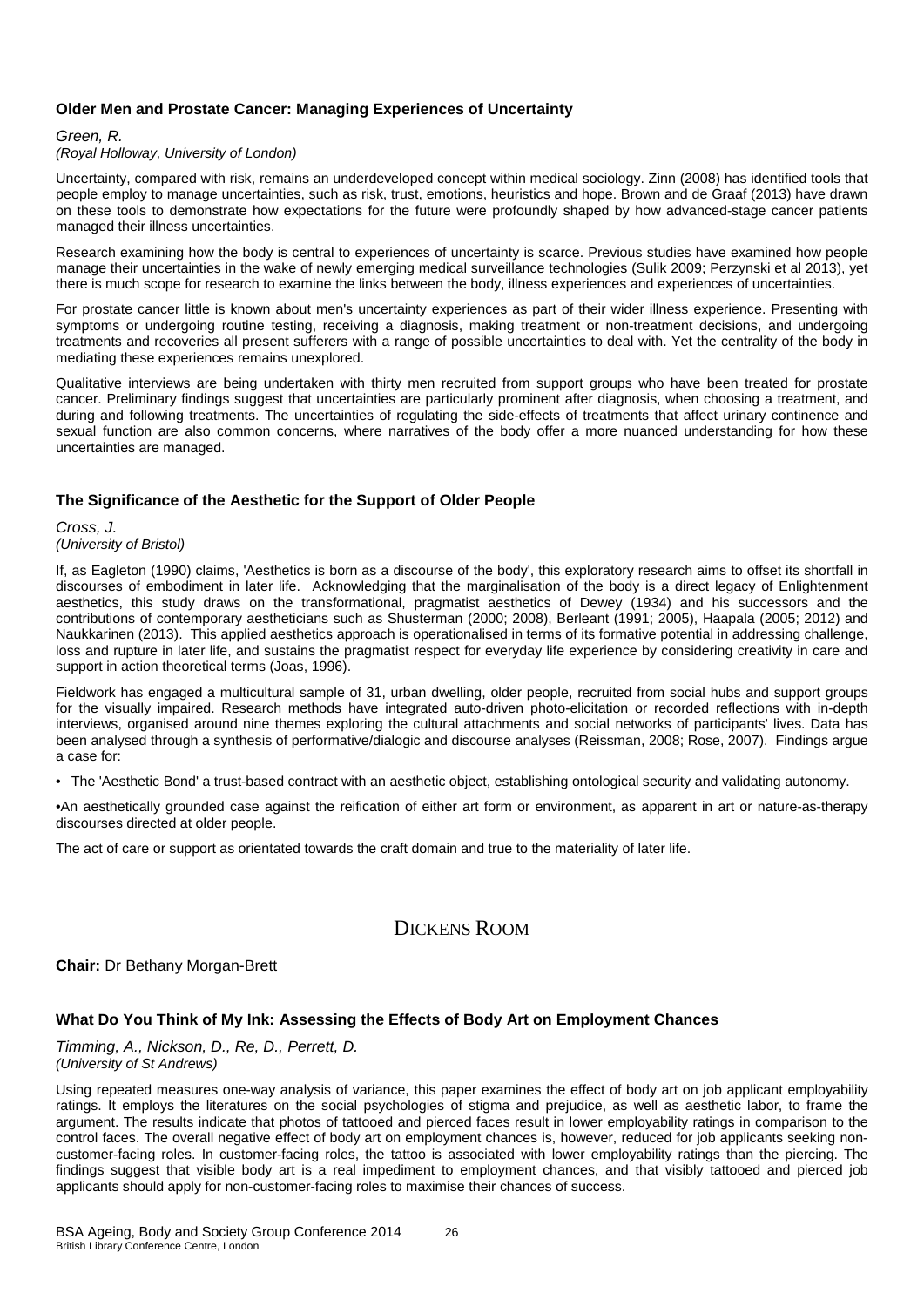### Older Men and Prostate Cancer: Managing Experiences of Uncertainty

*Green, R.*
*(Royal Holloway, University of London)*

Uncertainty, compared with risk, remains an underdeveloped concept within medical sociology. Zinn (2008) has identified tools that people employ to manage uncertainties, such as risk, trust, emotions, heuristics and hope. Brown and de Graaf (2013) have drawn on these tools to demonstrate how expectations for the future were profoundly shaped by how advanced-stage cancer patients managed their illness uncertainties.

Research examining how the body is central to experiences of uncertainty is scarce. Previous studies have examined how people manage their uncertainties in the wake of newly emerging medical surveillance technologies (Sulik 2009; Perzynski et al 2013), yet there is much scope for research to examine the links between the body, illness experiences and experiences of uncertainties.

For prostate cancer little is known about men's uncertainty experiences as part of their wider illness experience. Presenting with symptoms or undergoing routine testing, receiving a diagnosis, making treatment or non-treatment decisions, and undergoing treatments and recoveries all present sufferers with a range of possible uncertainties to deal with. Yet the centrality of the body in mediating these experiences remains unexplored.

Qualitative interviews are being undertaken with thirty men recruited from support groups who have been treated for prostate cancer. Preliminary findings suggest that uncertainties are particularly prominent after diagnosis, when choosing a treatment, and during and following treatments. The uncertainties of regulating the side-effects of treatments that affect urinary continence and sexual function are also common concerns, where narratives of the body offer a more nuanced understanding for how these uncertainties are managed.

### The Significance of the Aesthetic for the Support of Older People

*Cross, J.*
*(University of Bristol)*

If, as Eagleton (1990) claims, 'Aesthetics is born as a discourse of the body', this exploratory research aims to offset its shortfall in discourses of embodiment in later life. Acknowledging that the marginalisation of the body is a direct legacy of Enlightenment aesthetics, this study draws on the transformational, pragmatist aesthetics of Dewey (1934) and his successors and the contributions of contemporary aestheticians such as Shusterman (2000; 2008), Berleant (1991; 2005), Haapala (2005; 2012) and Naukkarinen (2013). This applied aesthetics approach is operationalised in terms of its formative potential in addressing challenge, loss and rupture in later life, and sustains the pragmatist respect for everyday life experience by considering creativity in care and support in action theoretical terms (Joas, 1996).

Fieldwork has engaged a multicultural sample of 31, urban dwelling, older people, recruited from social hubs and support groups for the visually impaired. Research methods have integrated auto-driven photo-elicitation or recorded reflections with in-depth interviews, organised around nine themes exploring the cultural attachments and social networks of participants' lives. Data has been analysed through a synthesis of performative/dialogic and discourse analyses (Reissman, 2008; Rose, 2007). Findings argue a case for:

- The 'Aesthetic Bond' a trust-based contract with an aesthetic object, establishing ontological security and validating autonomy.
- An aesthetically grounded case against the reification of either art form or environment, as apparent in art or nature-as-therapy discourses directed at older people.

The act of care or support as orientated towards the craft domain and true to the materiality of later life.

## Dickens Room

**Chair:** Dr Bethany Morgan-Brett

### What Do You Think of My Ink: Assessing the Effects of Body Art on Employment Chances

*Timming, A., Nickson, D., Re, D., Perrett, D.*
*(University of St Andrews)*

Using repeated measures one-way analysis of variance, this paper examines the effect of body art on job applicant employability ratings. It employs the literatures on the social psychologies of stigma and prejudice, as well as aesthetic labor, to frame the argument. The results indicate that photos of tattooed and pierced faces result in lower employability ratings in comparison to the control faces. The overall negative effect of body art on employment chances is, however, reduced for job applicants seeking non-customer-facing roles. In customer-facing roles, the tattoo is associated with lower employability ratings than the piercing. The findings suggest that visible body art is a real impediment to employment chances, and that visibly tattooed and pierced job applicants should apply for non-customer-facing roles to maximise their chances of success.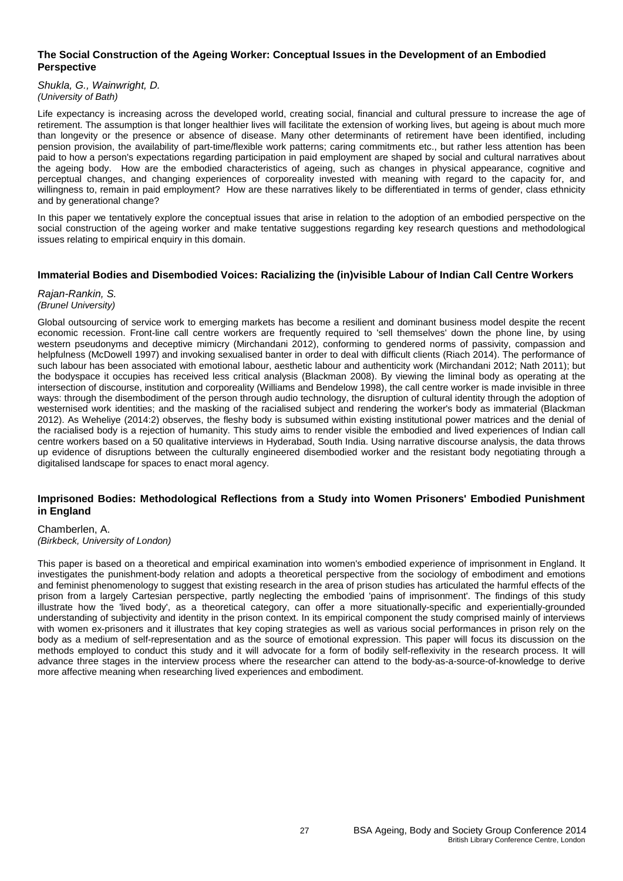### The Social Construction of the Ageing Worker: Conceptual Issues in the Development of an Embodied Perspective

*Shukla, G., Wainwright, D.*
*(University of Bath)*

Life expectancy is increasing across the developed world, creating social, financial and cultural pressure to increase the age of retirement. The assumption is that longer healthier lives will facilitate the extension of working lives, but ageing is about much more than longevity or the presence or absence of disease. Many other determinants of retirement have been identified, including pension provision, the availability of part-time/flexible work patterns; caring commitments etc., but rather less attention has been paid to how a person's expectations regarding participation in paid employment are shaped by social and cultural narratives about the ageing body. How are the embodied characteristics of ageing, such as changes in physical appearance, cognitive and perceptual changes, and changing experiences of corporeality invested with meaning with regard to the capacity for, and willingness to, remain in paid employment? How are these narratives likely to be differentiated in terms of gender, class ethnicity and by generational change?

In this paper we tentatively explore the conceptual issues that arise in relation to the adoption of an embodied perspective on the social construction of the ageing worker and make tentative suggestions regarding key research questions and methodological issues relating to empirical enquiry in this domain.

### Immaterial Bodies and Disembodied Voices: Racializing the (in)visible Labour of Indian Call Centre Workers

*Rajan-Rankin, S.*
*(Brunel University)*

Global outsourcing of service work to emerging markets has become a resilient and dominant business model despite the recent economic recession. Front-line call centre workers are frequently required to 'sell themselves' down the phone line, by using western pseudonyms and deceptive mimicry (Mirchandani 2012), conforming to gendered norms of passivity, compassion and helpfulness (McDowell 1997) and invoking sexualised banter in order to deal with difficult clients (Riach 2014). The performance of such labour has been associated with emotional labour, aesthetic labour and authenticity work (Mirchandani 2012; Nath 2011); but the bodyspace it occupies has received less critical analysis (Blackman 2008). By viewing the liminal body as operating at the intersection of discourse, institution and corporeality (Williams and Bendelow 1998), the call centre worker is made invisible in three ways: through the disembodiment of the person through audio technology, the disruption of cultural identity through the adoption of westernised work identities; and the masking of the racialised subject and rendering the worker's body as immaterial (Blackman 2012). As Weheliye (2014:2) observes, the fleshy body is subsumed within existing institutional power matrices and the denial of the racialised body is a rejection of humanity. This study aims to render visible the embodied and lived experiences of Indian call centre workers based on a 50 qualitative interviews in Hyderabad, South India. Using narrative discourse analysis, the data throws up evidence of disruptions between the culturally engineered disembodied worker and the resistant body negotiating through a digitalised landscape for spaces to enact moral agency.

### Imprisoned Bodies: Methodological Reflections from a Study into Women Prisoners' Embodied Punishment in England

Chamberlen, A.
*(Birkbeck, University of London)*

This paper is based on a theoretical and empirical examination into women's embodied experience of imprisonment in England. It investigates the punishment-body relation and adopts a theoretical perspective from the sociology of embodiment and emotions and feminist phenomenology to suggest that existing research in the area of prison studies has articulated the harmful effects of the prison from a largely Cartesian perspective, partly neglecting the embodied 'pains of imprisonment'. The findings of this study illustrate how the 'lived body', as a theoretical category, can offer a more situationally-specific and experientially-grounded understanding of subjectivity and identity in the prison context. In its empirical component the study comprised mainly of interviews with women ex-prisoners and it illustrates that key coping strategies as well as various social performances in prison rely on the body as a medium of self-representation and as the source of emotional expression. This paper will focus its discussion on the methods employed to conduct this study and it will advocate for a form of bodily self-reflexivity in the research process. It will advance three stages in the interview process where the researcher can attend to the body-as-a-source-of-knowledge to derive more affective meaning when researching lived experiences and embodiment.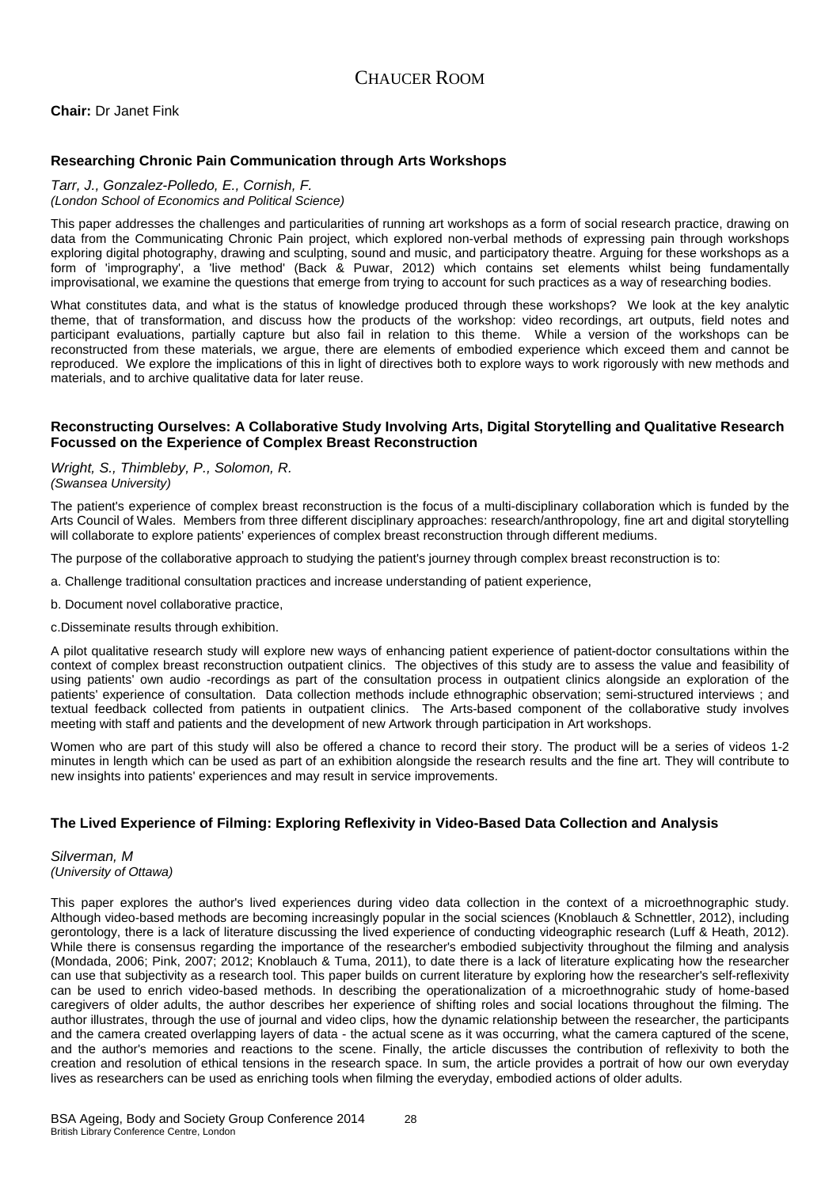# CHAUCER ROOM

**Chair:** Dr Janet Fink

### Researching Chronic Pain Communication through Arts Workshops

*Tarr, J., Gonzalez-Polledo, E., Cornish, F.*
*(London School of Economics and Political Science)*

This paper addresses the challenges and particularities of running art workshops as a form of social research practice, drawing on data from the Communicating Chronic Pain project, which explored non-verbal methods of expressing pain through workshops exploring digital photography, drawing and sculpting, sound and music, and participatory theatre. Arguing for these workshops as a form of 'imprography', a 'live method' (Back & Puwar, 2012) which contains set elements whilst being fundamentally improvisational, we examine the questions that emerge from trying to account for such practices as a way of researching bodies.

What constitutes data, and what is the status of knowledge produced through these workshops? We look at the key analytic theme, that of transformation, and discuss how the products of the workshop: video recordings, art outputs, field notes and participant evaluations, partially capture but also fail in relation to this theme. While a version of the workshops can be reconstructed from these materials, we argue, there are elements of embodied experience which exceed them and cannot be reproduced. We explore the implications of this in light of directives both to explore ways to work rigorously with new methods and materials, and to archive qualitative data for later reuse.

### Reconstructing Ourselves: A Collaborative Study Involving Arts, Digital Storytelling and Qualitative Research Focussed on the Experience of Complex Breast Reconstruction

*Wright, S., Thimbleby, P., Solomon, R.*
*(Swansea University)*

The patient's experience of complex breast reconstruction is the focus of a multi-disciplinary collaboration which is funded by the Arts Council of Wales. Members from three different disciplinary approaches: research/anthropology, fine art and digital storytelling will collaborate to explore patients' experiences of complex breast reconstruction through different mediums.

The purpose of the collaborative approach to studying the patient's journey through complex breast reconstruction is to:

a. Challenge traditional consultation practices and increase understanding of patient experience,

b. Document novel collaborative practice,

c.Disseminate results through exhibition.

A pilot qualitative research study will explore new ways of enhancing patient experience of patient-doctor consultations within the context of complex breast reconstruction outpatient clinics. The objectives of this study are to assess the value and feasibility of using patients' own audio -recordings as part of the consultation process in outpatient clinics alongside an exploration of the patients' experience of consultation. Data collection methods include ethnographic observation; semi-structured interviews ; and textual feedback collected from patients in outpatient clinics. The Arts-based component of the collaborative study involves meeting with staff and patients and the development of new Artwork through participation in Art workshops.

Women who are part of this study will also be offered a chance to record their story. The product will be a series of videos 1-2 minutes in length which can be used as part of an exhibition alongside the research results and the fine art. They will contribute to new insights into patients' experiences and may result in service improvements.

### The Lived Experience of Filming: Exploring Reflexivity in Video-Based Data Collection and Analysis

*Silverman, M*
*(University of Ottawa)*

This paper explores the author's lived experiences during video data collection in the context of a microethnographic study. Although video-based methods are becoming increasingly popular in the social sciences (Knoblauch & Schnettler, 2012), including gerontology, there is a lack of literature discussing the lived experience of conducting videographic research (Luff & Heath, 2012). While there is consensus regarding the importance of the researcher's embodied subjectivity throughout the filming and analysis (Mondada, 2006; Pink, 2007; 2012; Knoblauch & Tuma, 2011), to date there is a lack of literature explicating how the researcher can use that subjectivity as a research tool. This paper builds on current literature by exploring how the researcher's self-reflexivity can be used to enrich video-based methods. In describing the operationalization of a microethnograhic study of home-based caregivers of older adults, the author describes her experience of shifting roles and social locations throughout the filming. The author illustrates, through the use of journal and video clips, how the dynamic relationship between the researcher, the participants and the camera created overlapping layers of data - the actual scene as it was occurring, what the camera captured of the scene, and the author's memories and reactions to the scene. Finally, the article discusses the contribution of reflexivity to both the creation and resolution of ethical tensions in the research space. In sum, the article provides a portrait of how our own everyday lives as researchers can be used as enriching tools when filming the everyday, embodied actions of older adults.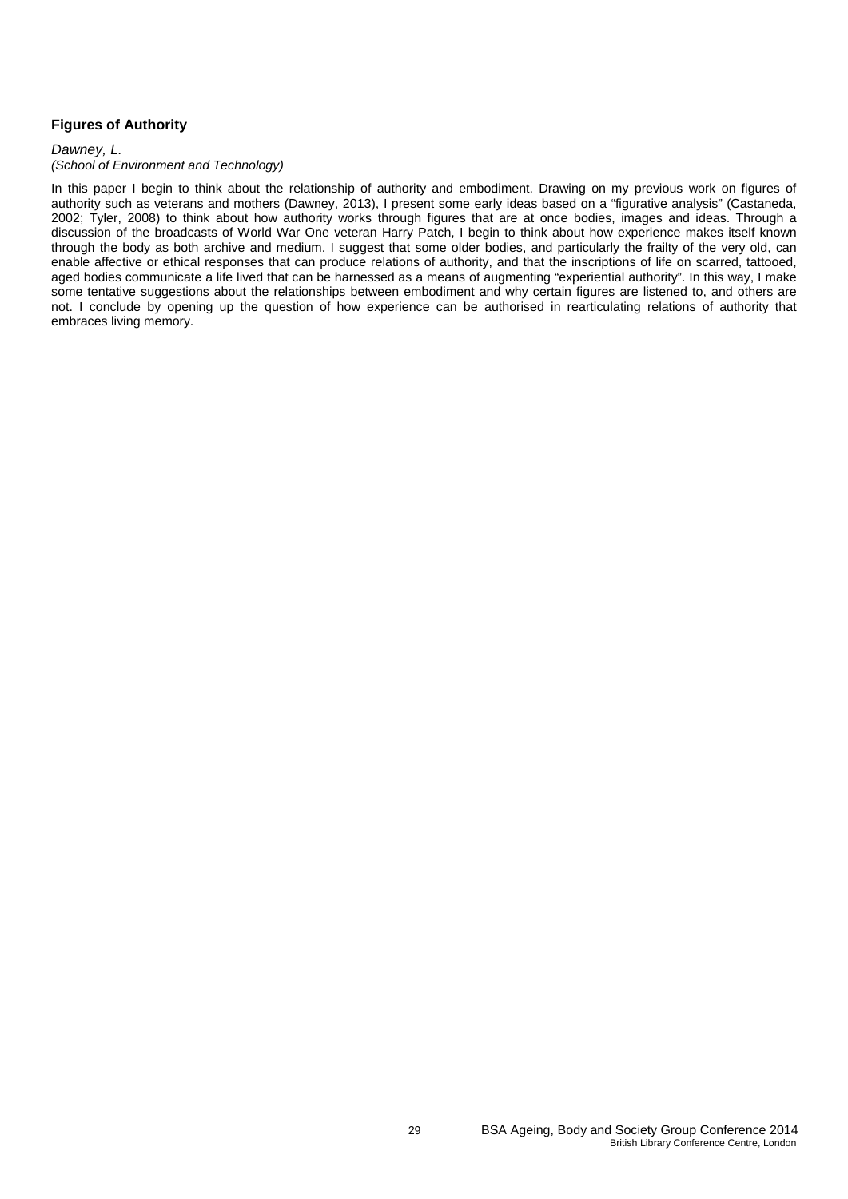### Figures of Authority

*Dawney, L.*
*(School of Environment and Technology)*

In this paper I begin to think about the relationship of authority and embodiment. Drawing on my previous work on figures of authority such as veterans and mothers (Dawney, 2013), I present some early ideas based on a "figurative analysis" (Castaneda, 2002; Tyler, 2008) to think about how authority works through figures that are at once bodies, images and ideas. Through a discussion of the broadcasts of World War One veteran Harry Patch, I begin to think about how experience makes itself known through the body as both archive and medium. I suggest that some older bodies, and particularly the frailty of the very old, can enable affective or ethical responses that can produce relations of authority, and that the inscriptions of life on scarred, tattooed, aged bodies communicate a life lived that can be harnessed as a means of augmenting "experiential authority". In this way, I make some tentative suggestions about the relationships between embodiment and why certain figures are listened to, and others are not. I conclude by opening up the question of how experience can be authorised in rearticulating relations of authority that embraces living memory.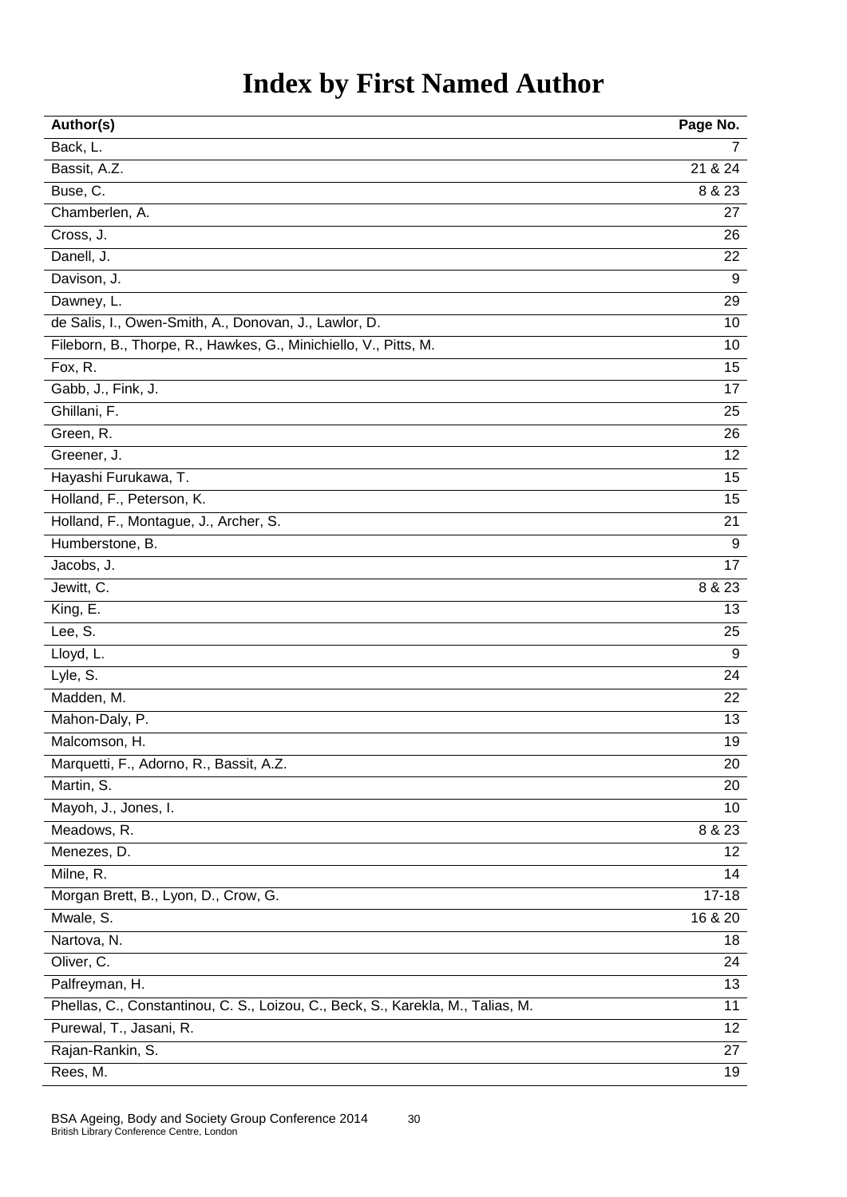# Index by First Named Author

| Author(s) | Page No. |
|---|---|
| Back, L. | 7 |
| Bassit, A.Z. | 21 & 24 |
| Buse, C. | 8 & 23 |
| Chamberlen, A. | 27 |
| Cross, J. | 26 |
| Danell, J. | 22 |
| Davison, J. | 9 |
| Dawney, L. | 29 |
| de Salis, I., Owen-Smith, A., Donovan, J., Lawlor, D. | 10 |
| Fileborn, B., Thorpe, R., Hawkes, G., Minichiello, V., Pitts, M. | 10 |
| Fox, R. | 15 |
| Gabb, J., Fink, J. | 17 |
| Ghillani, F. | 25 |
| Green, R. | 26 |
| Greener, J. | 12 |
| Hayashi Furukawa, T. | 15 |
| Holland, F., Peterson, K. | 15 |
| Holland, F., Montague, J., Archer, S. | 21 |
| Humberstone, B. | 9 |
| Jacobs, J. | 17 |
| Jewitt, C. | 8 & 23 |
| King, E. | 13 |
| Lee, S. | 25 |
| Lloyd, L. | 9 |
| Lyle, S. | 24 |
| Madden, M. | 22 |
| Mahon-Daly, P. | 13 |
| Malcomson, H. | 19 |
| Marquetti, F., Adorno, R., Bassit, A.Z. | 20 |
| Martin, S. | 20 |
| Mayoh, J., Jones, I. | 10 |
| Meadows, R. | 8 & 23 |
| Menezes, D. | 12 |
| Milne, R. | 14 |
| Morgan Brett, B., Lyon, D., Crow, G. | 17-18 |
| Mwale, S. | 16 & 20 |
| Nartova, N. | 18 |
| Oliver, C. | 24 |
| Palfreyman, H. | 13 |
| Phellas, C., Constantinou, C. S., Loizou, C., Beck, S., Karekla, M., Talias, M. | 11 |
| Purewal, T., Jasani, R. | 12 |
| Rajan-Rankin, S. | 27 |
| Rees, M. | 19 |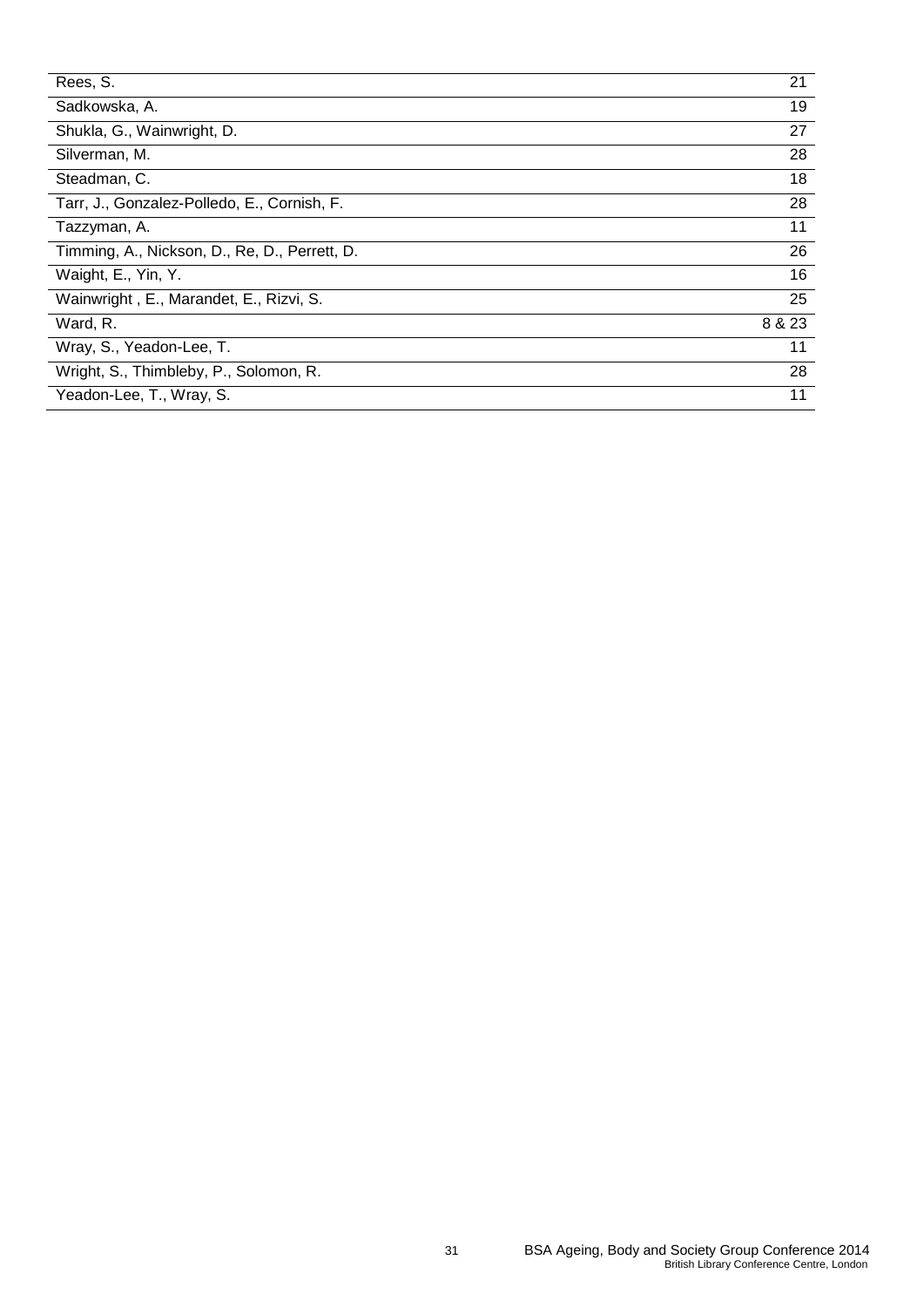| | |
|---|---|
| Rees, S. | 21 |
| Sadkowska, A. | 19 |
| Shukla, G., Wainwright, D. | 27 |
| Silverman, M. | 28 |
| Steadman, C. | 18 |
| Tarr, J., Gonzalez-Polledo, E., Cornish, F. | 28 |
| Tazzyman, A. | 11 |
| Timming, A., Nickson, D., Re, D., Perrett, D. | 26 |
| Waight, E., Yin, Y. | 16 |
| Wainwright , E., Marandet, E., Rizvi, S. | 25 |
| Ward, R. | 8 & 23 |
| Wray, S., Yeadon-Lee, T. | 11 |
| Wright, S., Thimbleby, P., Solomon, R. | 28 |
| Yeadon-Lee, T., Wray, S. | 11 |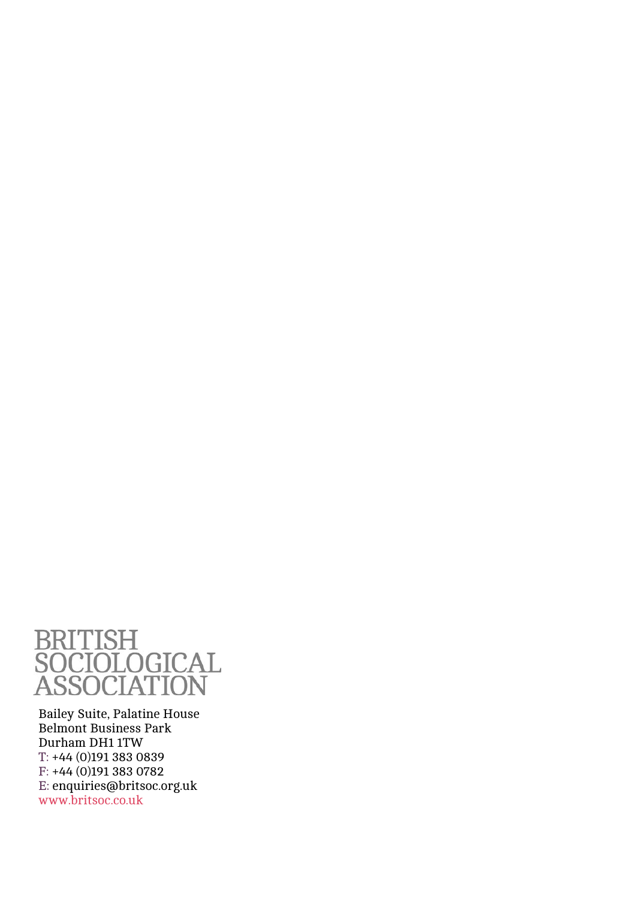BRITISH SOCIOLOGICAL ASSOCIATION

Bailey Suite, Palatine House
Belmont Business Park
Durham DH1 1TW
T: +44 (0)191 383 0839
F: +44 (0)191 383 0782
E: enquiries@britsoc.org.uk
www.britsoc.co.uk